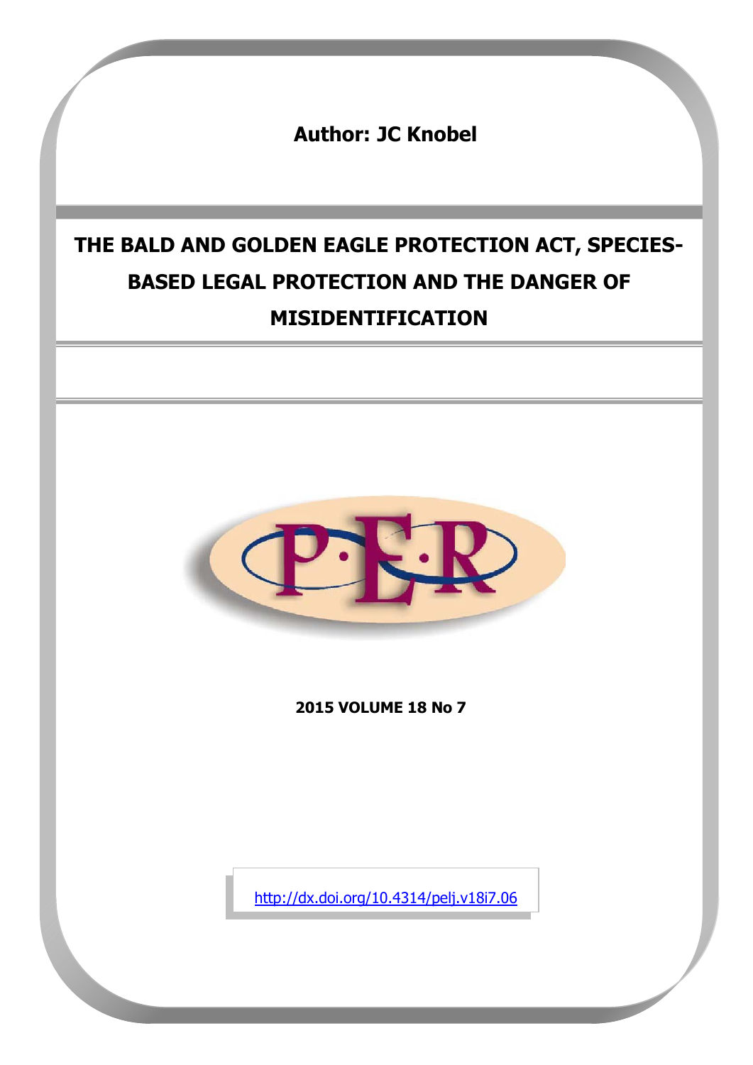**Author: JC Knobel**

# THE BALD AND GOLDEN EAGLE PROTECTION ACT, SPECIES-BASED LEGAL PROTECTION AND THE DANGER OF MISIDENTIFICATION

**2015 VOLUME 18 No 7**

http://dx.doi.org/10.4314/pelj.v18i7.06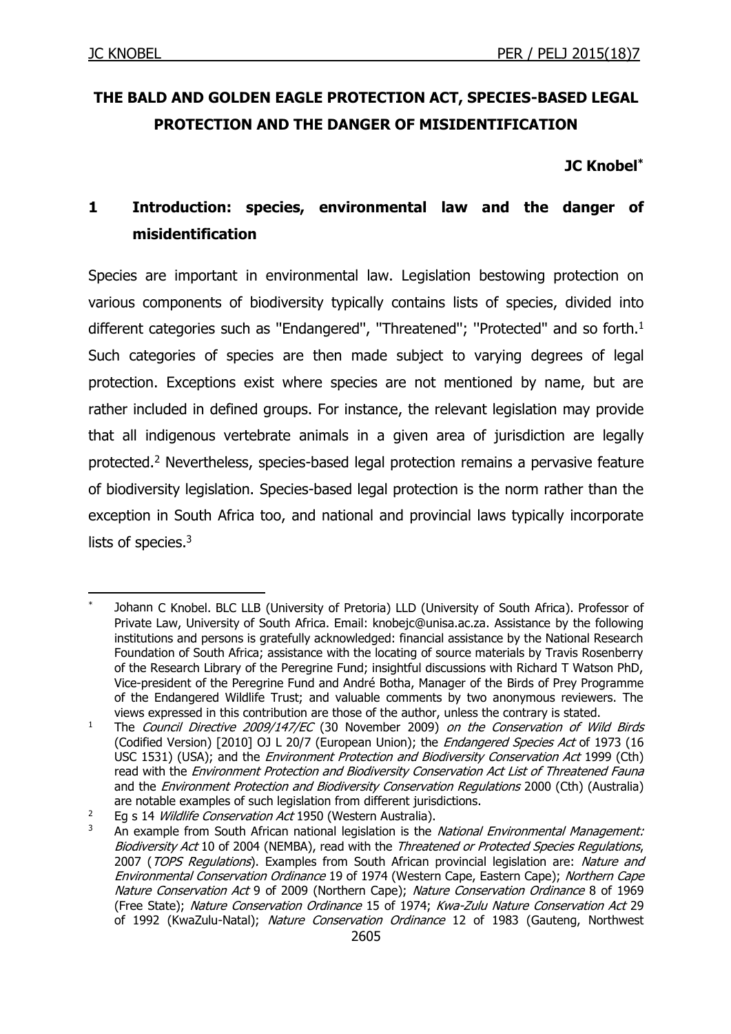# THE BALD AND GOLDEN EAGLE PROTECTION ACT, SPECIES-BASED LEGAL PROTECTION AND THE DANGER OF MISIDENTIFICATION

**JC Knobel***

## 1 Introduction: species, environmental law and the danger of misidentification

Species are important in environmental law. Legislation bestowing protection on various components of biodiversity typically contains lists of species, divided into different categories such as "Endangered", "Threatened"; "Protected" and so forth.[1] Such categories of species are then made subject to varying degrees of legal protection. Exceptions exist where species are not mentioned by name, but are rather included in defined groups. For instance, the relevant legislation may provide that all indigenous vertebrate animals in a given area of jurisdiction are legally protected.[2] Nevertheless, species-based legal protection remains a pervasive feature of biodiversity legislation. Species-based legal protection is the norm rather than the exception in South Africa too, and national and provincial laws typically incorporate lists of species.[3]

---

\* Johann C Knobel. BLC LLB (University of Pretoria) LLD (University of South Africa). Professor of Private Law, University of South Africa. Email: knobejc@unisa.ac.za. Assistance by the following institutions and persons is gratefully acknowledged: financial assistance by the National Research Foundation of South Africa; assistance with the locating of source materials by Travis Rosenberry of the Research Library of the Peregrine Fund; insightful discussions with Richard T Watson PhD, Vice-president of the Peregrine Fund and André Botha, Manager of the Birds of Prey Programme of the Endangered Wildlife Trust; and valuable comments by two anonymous reviewers. The views expressed in this contribution are those of the author, unless the contrary is stated.

[1] The *Council Directive 2009/147/EC* (30 November 2009) *on the Conservation of Wild Birds* (Codified Version) [2010] OJ L 20/7 (European Union); the *Endangered Species Act* of 1973 (16 USC 1531) (USA); and the *Environment Protection and Biodiversity Conservation Act* 1999 (Cth) read with the *Environment Protection and Biodiversity Conservation Act List of Threatened Fauna* and the *Environment Protection and Biodiversity Conservation Regulations* 2000 (Cth) (Australia) are notable examples of such legislation from different jurisdictions.

[2] Eg s 14 *Wildlife Conservation Act* 1950 (Western Australia).

[3] An example from South African national legislation is the *National Environmental Management: Biodiversity Act* 10 of 2004 (NEMBA), read with the *Threatened or Protected Species Regulations*, 2007 (*TOPS Regulations*). Examples from South African provincial legislation are: *Nature and Environmental Conservation Ordinance* 19 of 1974 (Western Cape, Eastern Cape); *Northern Cape Nature Conservation Act* 9 of 2009 (Northern Cape); *Nature Conservation Ordinance* 8 of 1969 (Free State); *Nature Conservation Ordinance* 15 of 1974; *Kwa-Zulu Nature Conservation Act* 29 of 1992 (KwaZulu-Natal); *Nature Conservation Ordinance* 12 of 1983 (Gauteng, Northwest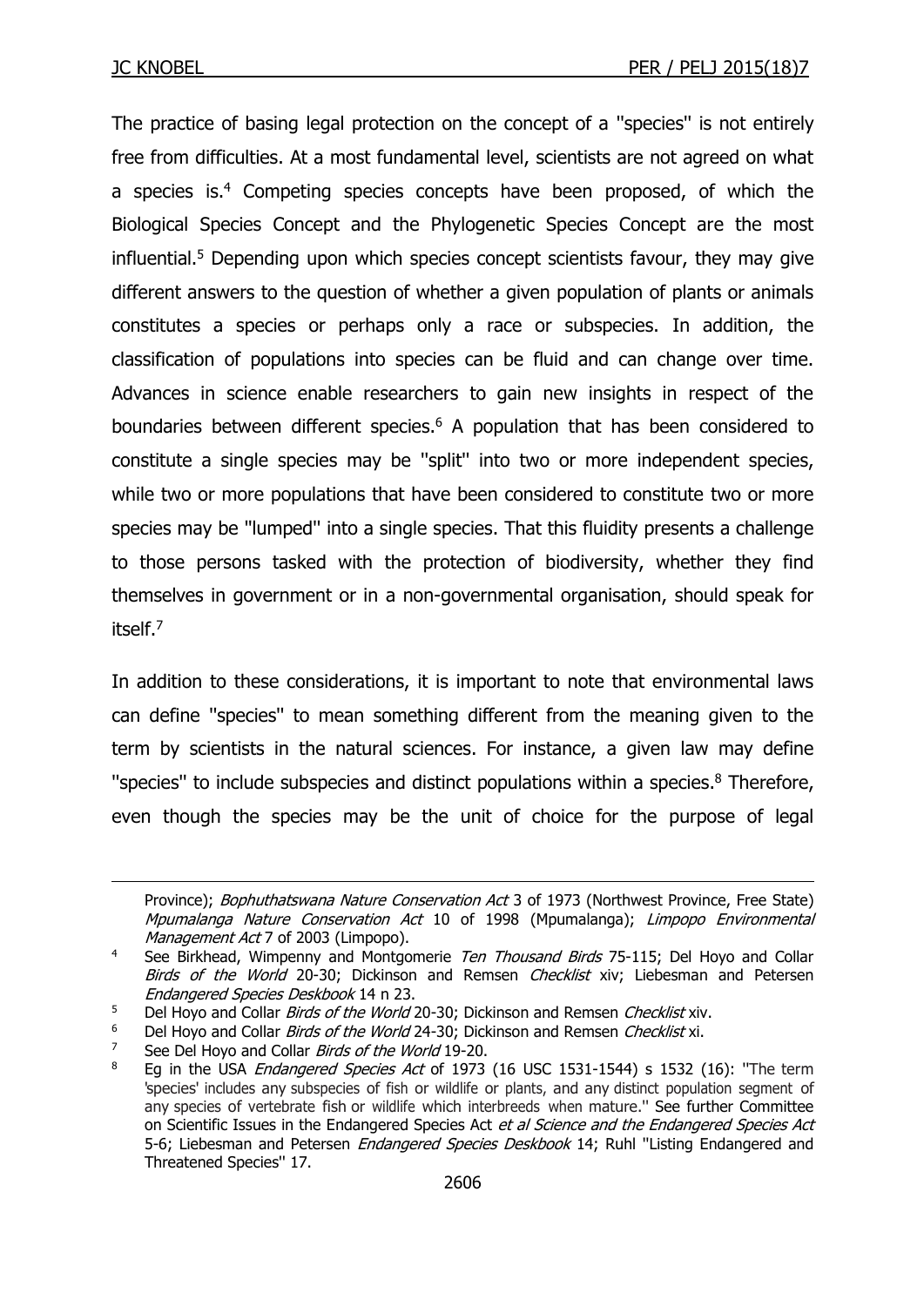The practice of basing legal protection on the concept of a "species" is not entirely free from difficulties. At a most fundamental level, scientists are not agreed on what a species is.[4] Competing species concepts have been proposed, of which the Biological Species Concept and the Phylogenetic Species Concept are the most influential.[5] Depending upon which species concept scientists favour, they may give different answers to the question of whether a given population of plants or animals constitutes a species or perhaps only a race or subspecies. In addition, the classification of populations into species can be fluid and can change over time. Advances in science enable researchers to gain new insights in respect of the boundaries between different species.[6] A population that has been considered to constitute a single species may be "split" into two or more independent species, while two or more populations that have been considered to constitute two or more species may be "lumped" into a single species. That this fluidity presents a challenge to those persons tasked with the protection of biodiversity, whether they find themselves in government or in a non-governmental organisation, should speak for itself.[7]

In addition to these considerations, it is important to note that environmental laws can define "species" to mean something different from the meaning given to the term by scientists in the natural sciences. For instance, a given law may define "species" to include subspecies and distinct populations within a species.[8] Therefore, even though the species may be the unit of choice for the purpose of legal

---

Province); *Bophuthatswana Nature Conservation Act* 3 of 1973 (Northwest Province, Free State) *Mpumalanga Nature Conservation Act* 10 of 1998 (Mpumalanga); *Limpopo Environmental Management Act* 7 of 2003 (Limpopo).

[4] See Birkhead, Wimpenny and Montgomerie *Ten Thousand Birds* 75-115; Del Hoyo and Collar *Birds of the World* 20-30; Dickinson and Remsen *Checklist* xiv; Liebesman and Petersen *Endangered Species Deskbook* 14 n 23.

[5] Del Hoyo and Collar *Birds of the World* 20-30; Dickinson and Remsen *Checklist* xiv.

[6] Del Hoyo and Collar *Birds of the World* 24-30; Dickinson and Remsen *Checklist* xi.

[7] See Del Hoyo and Collar *Birds of the World* 19-20.

[8] Eg in the USA *Endangered Species Act* of 1973 (16 USC 1531-1544) s 1532 (16): "The term 'species' includes any subspecies of fish or wildlife or plants, and any distinct population segment of any species of vertebrate fish or wildlife which interbreeds when mature." See further Committee on Scientific Issues in the Endangered Species Act *et al Science and the Endangered Species Act* 5-6; Liebesman and Petersen *Endangered Species Deskbook* 14; Ruhl "Listing Endangered and Threatened Species" 17.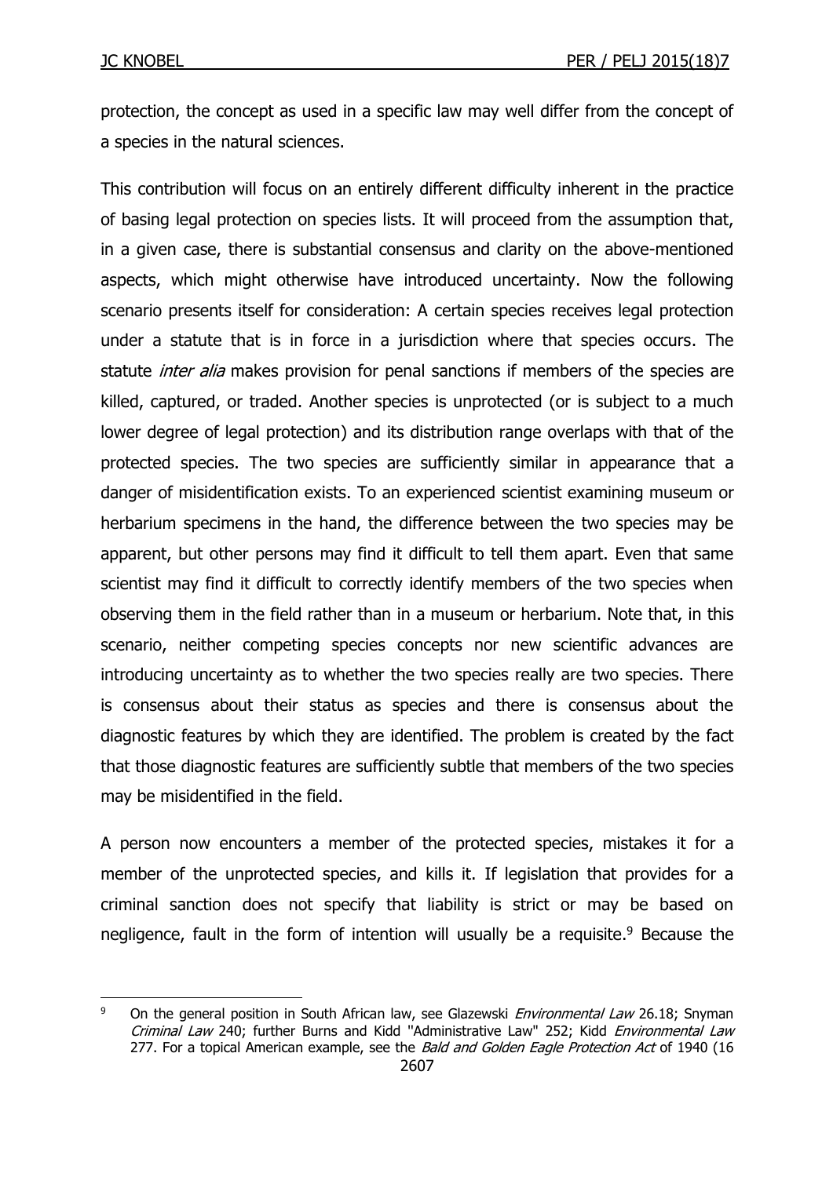protection, the concept as used in a specific law may well differ from the concept of a species in the natural sciences.

This contribution will focus on an entirely different difficulty inherent in the practice of basing legal protection on species lists. It will proceed from the assumption that, in a given case, there is substantial consensus and clarity on the above-mentioned aspects, which might otherwise have introduced uncertainty. Now the following scenario presents itself for consideration: A certain species receives legal protection under a statute that is in force in a jurisdiction where that species occurs. The statute *inter alia* makes provision for penal sanctions if members of the species are killed, captured, or traded. Another species is unprotected (or is subject to a much lower degree of legal protection) and its distribution range overlaps with that of the protected species. The two species are sufficiently similar in appearance that a danger of misidentification exists. To an experienced scientist examining museum or herbarium specimens in the hand, the difference between the two species may be apparent, but other persons may find it difficult to tell them apart. Even that same scientist may find it difficult to correctly identify members of the two species when observing them in the field rather than in a museum or herbarium. Note that, in this scenario, neither competing species concepts nor new scientific advances are introducing uncertainty as to whether the two species really are two species. There is consensus about their status as species and there is consensus about the diagnostic features by which they are identified. The problem is created by the fact that those diagnostic features are sufficiently subtle that members of the two species may be misidentified in the field.

A person now encounters a member of the protected species, mistakes it for a member of the unprotected species, and kills it. If legislation that provides for a criminal sanction does not specify that liability is strict or may be based on negligence, fault in the form of intention will usually be a requisite.[9] Because the

---

[9] On the general position in South African law, see Glazewski *Environmental Law* 26.18; Snyman *Criminal Law* 240; further Burns and Kidd "Administrative Law" 252; Kidd *Environmental Law* 277. For a topical American example, see the *Bald and Golden Eagle Protection Act* of 1940 (16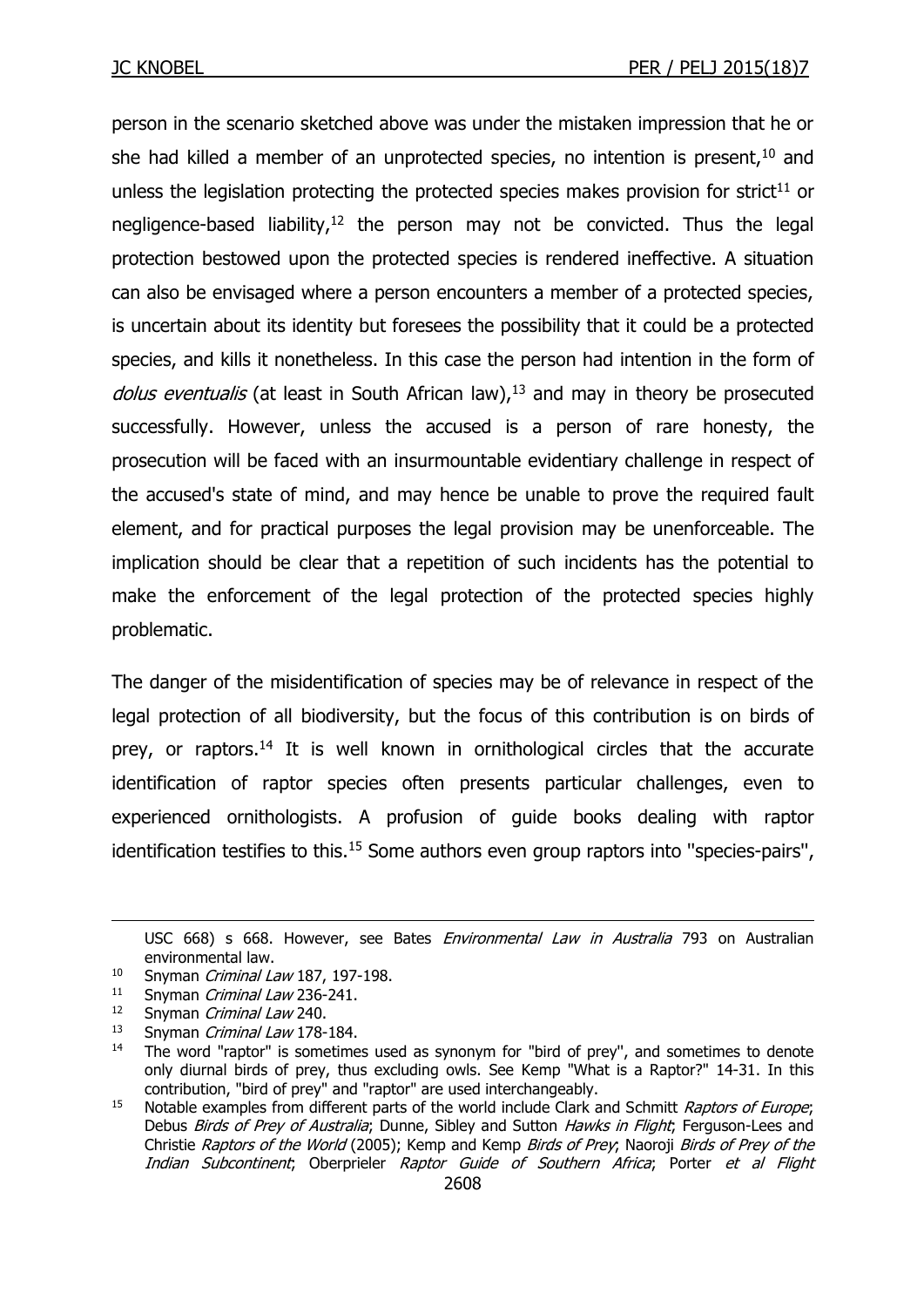person in the scenario sketched above was under the mistaken impression that he or she had killed a member of an unprotected species, no intention is present,[10] and unless the legislation protecting the protected species makes provision for strict[11] or negligence-based liability,[12] the person may not be convicted. Thus the legal protection bestowed upon the protected species is rendered ineffective. A situation can also be envisaged where a person encounters a member of a protected species, is uncertain about its identity but foresees the possibility that it could be a protected species, and kills it nonetheless. In this case the person had intention in the form of *dolus eventualis* (at least in South African law),[13] and may in theory be prosecuted successfully. However, unless the accused is a person of rare honesty, the prosecution will be faced with an insurmountable evidentiary challenge in respect of the accused's state of mind, and may hence be unable to prove the required fault element, and for practical purposes the legal provision may be unenforceable. The implication should be clear that a repetition of such incidents has the potential to make the enforcement of the legal protection of the protected species highly problematic.

The danger of the misidentification of species may be of relevance in respect of the legal protection of all biodiversity, but the focus of this contribution is on birds of prey, or raptors.[14] It is well known in ornithological circles that the accurate identification of raptor species often presents particular challenges, even to experienced ornithologists. A profusion of guide books dealing with raptor identification testifies to this.[15] Some authors even group raptors into "species-pairs",

---

USC 668) s 668. However, see Bates *Environmental Law in Australia* 793 on Australian environmental law.

[10] Snyman *Criminal Law* 187, 197-198.

[11] Snyman *Criminal Law* 236-241.

[12] Snyman *Criminal Law* 240.

[13] Snyman *Criminal Law* 178-184.

[14] The word "raptor" is sometimes used as synonym for "bird of prey", and sometimes to denote only diurnal birds of prey, thus excluding owls. See Kemp "What is a Raptor?" 14-31. In this contribution, "bird of prey" and "raptor" are used interchangeably.

[15] Notable examples from different parts of the world include Clark and Schmitt *Raptors of Europe*; Debus *Birds of Prey of Australia*; Dunne, Sibley and Sutton *Hawks in Flight*; Ferguson-Lees and Christie *Raptors of the World* (2005); Kemp and Kemp *Birds of Prey*; Naoroji *Birds of Prey of the Indian Subcontinent*; Oberprieler *Raptor Guide of Southern Africa*; Porter *et al Flight*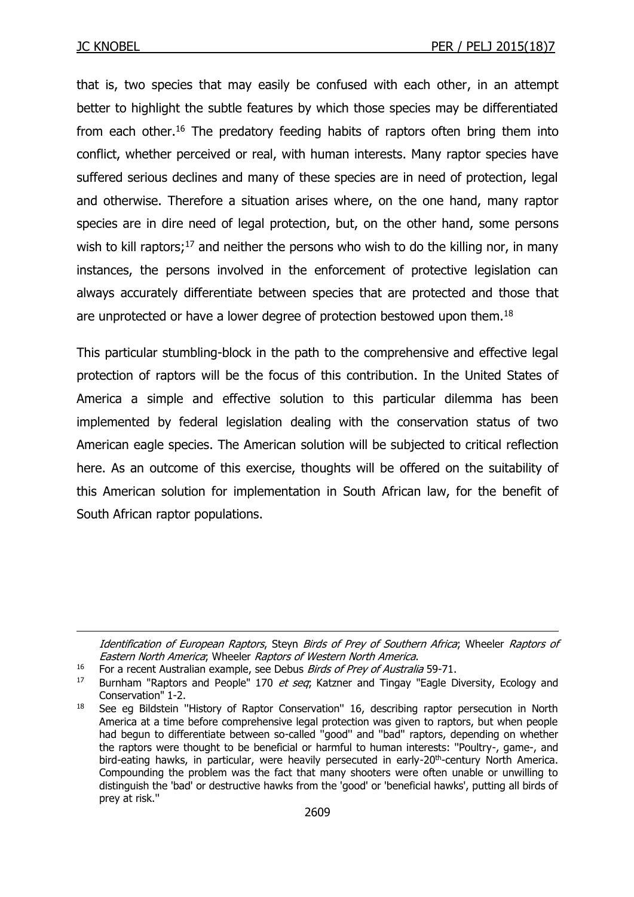that is, two species that may easily be confused with each other, in an attempt better to highlight the subtle features by which those species may be differentiated from each other.[16] The predatory feeding habits of raptors often bring them into conflict, whether perceived or real, with human interests. Many raptor species have suffered serious declines and many of these species are in need of protection, legal and otherwise. Therefore a situation arises where, on the one hand, many raptor species are in dire need of legal protection, but, on the other hand, some persons wish to kill raptors;[17] and neither the persons who wish to do the killing nor, in many instances, the persons involved in the enforcement of protective legislation can always accurately differentiate between species that are protected and those that are unprotected or have a lower degree of protection bestowed upon them.[18]

This particular stumbling-block in the path to the comprehensive and effective legal protection of raptors will be the focus of this contribution. In the United States of America a simple and effective solution to this particular dilemma has been implemented by federal legislation dealing with the conservation status of two American eagle species. The American solution will be subjected to critical reflection here. As an outcome of this exercise, thoughts will be offered on the suitability of this American solution for implementation in South African law, for the benefit of South African raptor populations.

---

*Identification of European Raptors*, Steyn *Birds of Prey of Southern Africa*; Wheeler *Raptors of Eastern North America*; Wheeler *Raptors of Western North America*.

[16] For a recent Australian example, see Debus *Birds of Prey of Australia* 59-71.

[17] Burnham "Raptors and People" 170 *et seq*; Katzner and Tingay "Eagle Diversity, Ecology and Conservation" 1-2.

[18] See eg Bildstein "History of Raptor Conservation" 16, describing raptor persecution in North America at a time before comprehensive legal protection was given to raptors, but when people had begun to differentiate between so-called "good" and "bad" raptors, depending on whether the raptors were thought to be beneficial or harmful to human interests: "Poultry-, game-, and bird-eating hawks, in particular, were heavily persecuted in early-20th-century North America. Compounding the problem was the fact that many shooters were often unable or unwilling to distinguish the 'bad' or destructive hawks from the 'good' or 'beneficial hawks', putting all birds of prey at risk."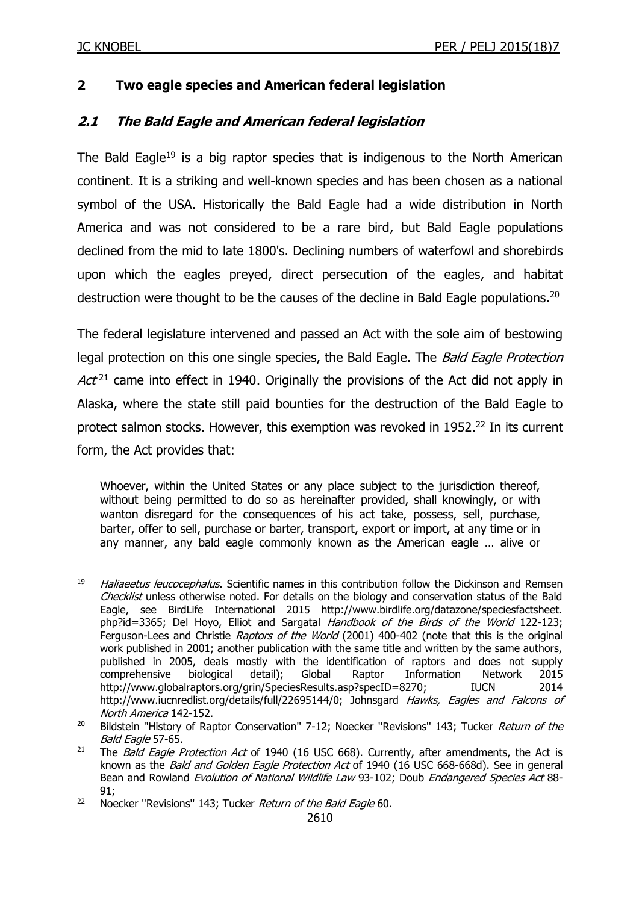## 2 Two eagle species and American federal legislation

### *2.1 The Bald Eagle and American federal legislation*

The Bald Eagle[19] is a big raptor species that is indigenous to the North American continent. It is a striking and well-known species and has been chosen as a national symbol of the USA. Historically the Bald Eagle had a wide distribution in North America and was not considered to be a rare bird, but Bald Eagle populations declined from the mid to late 1800's. Declining numbers of waterfowl and shorebirds upon which the eagles preyed, direct persecution of the eagles, and habitat destruction were thought to be the causes of the decline in Bald Eagle populations.[20]

The federal legislature intervened and passed an Act with the sole aim of bestowing legal protection on this one single species, the Bald Eagle. The *Bald Eagle Protection Act*[21] came into effect in 1940. Originally the provisions of the Act did not apply in Alaska, where the state still paid bounties for the destruction of the Bald Eagle to protect salmon stocks. However, this exemption was revoked in 1952.[22] In its current form, the Act provides that:

> Whoever, within the United States or any place subject to the jurisdiction thereof, without being permitted to do so as hereinafter provided, shall knowingly, or with wanton disregard for the consequences of his act take, possess, sell, purchase, barter, offer to sell, purchase or barter, transport, export or import, at any time or in any manner, any bald eagle commonly known as the American eagle … alive or

---

19 *Haliaeetus leucocephalus*. Scientific names in this contribution follow the Dickinson and Remsen *Checklist* unless otherwise noted. For details on the biology and conservation status of the Bald Eagle, see BirdLife International 2015 http://www.birdlife.org/datazone/speciesfactsheet.php?id=3365; Del Hoyo, Elliot and Sargatal *Handbook of the Birds of the World* 122-123; Ferguson-Lees and Christie *Raptors of the World* (2001) 400-402 (note that this is the original work published in 2001; another publication with the same title and written by the same authors, published in 2005, deals mostly with the identification of raptors and does not supply comprehensive biological detail); Global Raptor Information Network 2015 http://www.globalraptors.org/grin/SpeciesResults.asp?specID=8270; IUCN 2014 http://www.iucnredlist.org/details/full/22695144/0; Johnsgard *Hawks, Eagles and Falcons of North America* 142-152.

20 Bildstein "History of Raptor Conservation" 7-12; Noecker "Revisions" 143; Tucker *Return of the Bald Eagle* 57-65.

21 The *Bald Eagle Protection Act* of 1940 (16 USC 668). Currently, after amendments, the Act is known as the *Bald and Golden Eagle Protection Act* of 1940 (16 USC 668-668d). See in general Bean and Rowland *Evolution of National Wildlife Law* 93-102; Doub *Endangered Species Act* 88-91;

22 Noecker "Revisions" 143; Tucker *Return of the Bald Eagle* 60.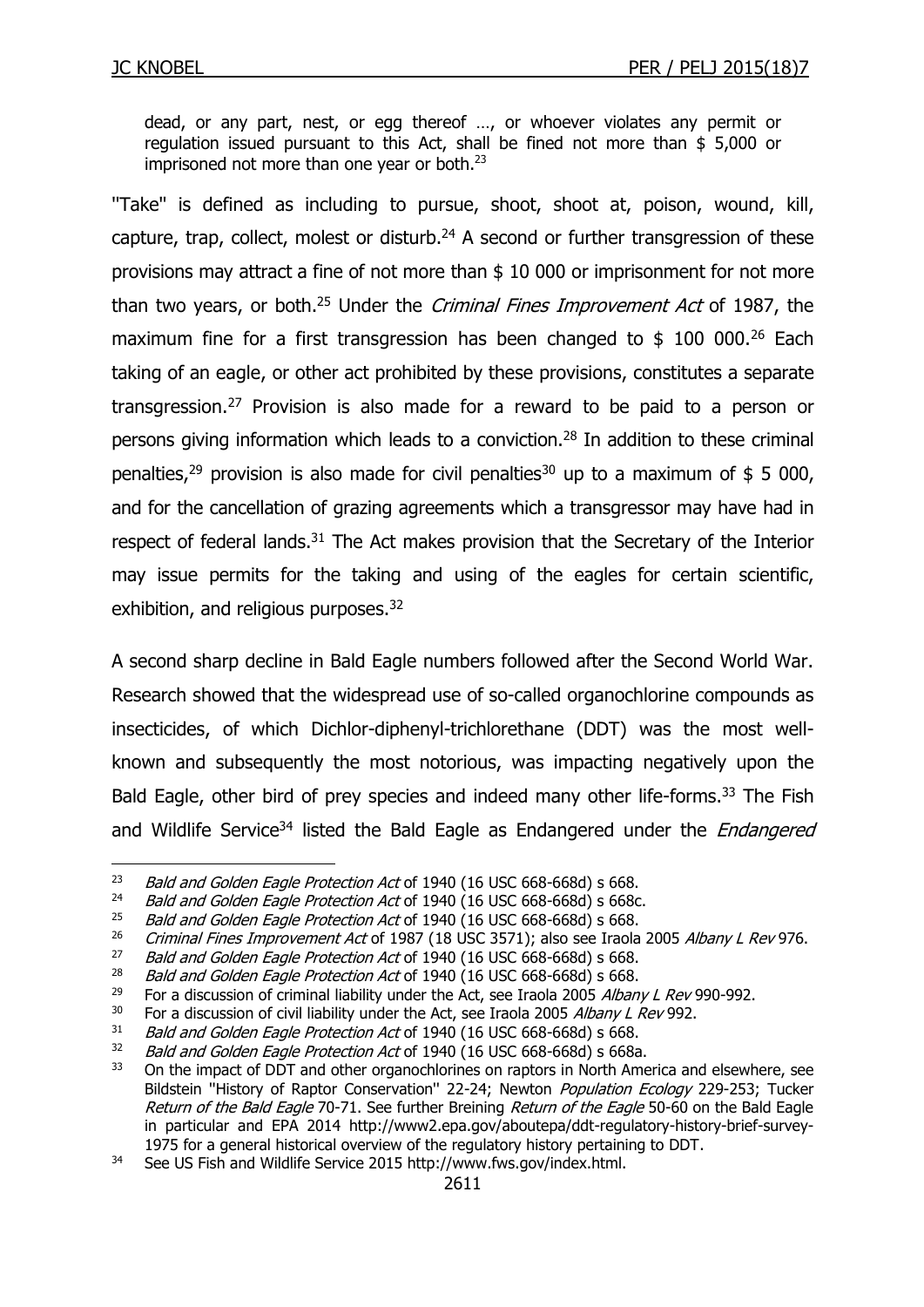> dead, or any part, nest, or egg thereof …, or whoever violates any permit or regulation issued pursuant to this Act, shall be fined not more than $ 5,000 or imprisoned not more than one year or both.[23]

"Take" is defined as including to pursue, shoot, shoot at, poison, wound, kill, capture, trap, collect, molest or disturb.[24] A second or further transgression of these provisions may attract a fine of not more than $ 10 000 or imprisonment for not more than two years, or both.[25] Under the *Criminal Fines Improvement Act* of 1987, the maximum fine for a first transgression has been changed to $ 100 000.[26] Each taking of an eagle, or other act prohibited by these provisions, constitutes a separate transgression.[27] Provision is also made for a reward to be paid to a person or persons giving information which leads to a conviction.[28] In addition to these criminal penalties,[29] provision is also made for civil penalties[30] up to a maximum of $ 5 000, and for the cancellation of grazing agreements which a transgressor may have had in respect of federal lands.[31] The Act makes provision that the Secretary of the Interior may issue permits for the taking and using of the eagles for certain scientific, exhibition, and religious purposes.[32]

A second sharp decline in Bald Eagle numbers followed after the Second World War. Research showed that the widespread use of so-called organochlorine compounds as insecticides, of which Dichlor-diphenyl-trichlorethane (DDT) was the most well-known and subsequently the most notorious, was impacting negatively upon the Bald Eagle, other bird of prey species and indeed many other life-forms.[33] The Fish and Wildlife Service[34] listed the Bald Eagle as Endangered under the *Endangered*

---

[23] *Bald and Golden Eagle Protection Act* of 1940 (16 USC 668-668d) s 668.

[24] *Bald and Golden Eagle Protection Act* of 1940 (16 USC 668-668d) s 668c.

[25] *Bald and Golden Eagle Protection Act* of 1940 (16 USC 668-668d) s 668.

[26] *Criminal Fines Improvement Act* of 1987 (18 USC 3571); also see Iraola 2005 *Albany L Rev* 976.

[27] *Bald and Golden Eagle Protection Act* of 1940 (16 USC 668-668d) s 668.

[28] *Bald and Golden Eagle Protection Act* of 1940 (16 USC 668-668d) s 668.

[29] For a discussion of criminal liability under the Act, see Iraola 2005 *Albany L Rev* 990-992.

[30] For a discussion of civil liability under the Act, see Iraola 2005 *Albany L Rev* 992.

[31] *Bald and Golden Eagle Protection Act* of 1940 (16 USC 668-668d) s 668.

[32] *Bald and Golden Eagle Protection Act* of 1940 (16 USC 668-668d) s 668a.

[33] On the impact of DDT and other organochlorines on raptors in North America and elsewhere, see Bildstein "History of Raptor Conservation" 22-24; Newton *Population Ecology* 229-253; Tucker *Return of the Bald Eagle* 70-71. See further Breining *Return of the Eagle* 50-60 on the Bald Eagle in particular and EPA 2014 http://www2.epa.gov/aboutepa/ddt-regulatory-history-brief-survey-1975 for a general historical overview of the regulatory history pertaining to DDT.

[34] See US Fish and Wildlife Service 2015 http://www.fws.gov/index.html.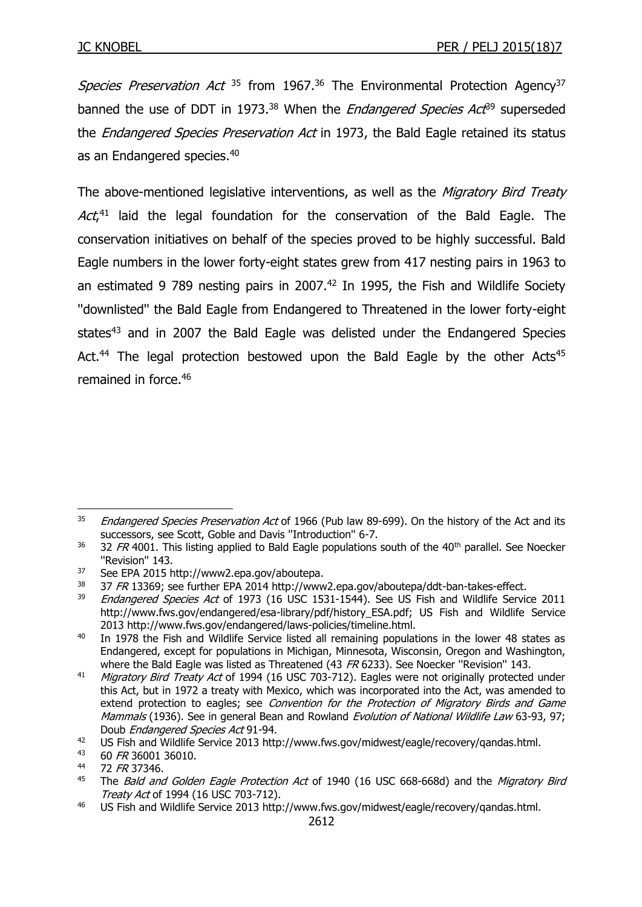*Species Preservation Act* [35] from 1967.[36] The Environmental Protection Agency[37] banned the use of DDT in 1973.[38] When the *Endangered Species Act*[39] superseded the *Endangered Species Preservation Act* in 1973, the Bald Eagle retained its status as an Endangered species.[40]

The above-mentioned legislative interventions, as well as the *Migratory Bird Treaty Act*,[41] laid the legal foundation for the conservation of the Bald Eagle. The conservation initiatives on behalf of the species proved to be highly successful. Bald Eagle numbers in the lower forty-eight states grew from 417 nesting pairs in 1963 to an estimated 9 789 nesting pairs in 2007.[42] In 1995, the Fish and Wildlife Society "downlisted" the Bald Eagle from Endangered to Threatened in the lower forty-eight states[43] and in 2007 the Bald Eagle was delisted under the Endangered Species Act.[44] The legal protection bestowed upon the Bald Eagle by the other Acts[45] remained in force.[46]

---

[35] *Endangered Species Preservation Act* of 1966 (Pub law 89-699). On the history of the Act and its successors, see Scott, Goble and Davis "Introduction" 6-7.

[36] 32 *FR* 4001. This listing applied to Bald Eagle populations south of the 40th parallel. See Noecker "Revision" 143.

[37] See EPA 2015 http://www2.epa.gov/aboutepa.

[38] 37 *FR* 13369; see further EPA 2014 http://www2.epa.gov/aboutepa/ddt-ban-takes-effect.

[39] *Endangered Species Act* of 1973 (16 USC 1531-1544). See US Fish and Wildlife Service 2011 http://www.fws.gov/endangered/esa-library/pdf/history_ESA.pdf; US Fish and Wildlife Service 2013 http://www.fws.gov/endangered/laws-policies/timeline.html.

[40] In 1978 the Fish and Wildlife Service listed all remaining populations in the lower 48 states as Endangered, except for populations in Michigan, Minnesota, Wisconsin, Oregon and Washington, where the Bald Eagle was listed as Threatened (43 *FR* 6233). See Noecker "Revision" 143.

[41] *Migratory Bird Treaty Act* of 1994 (16 USC 703-712). Eagles were not originally protected under this Act, but in 1972 a treaty with Mexico, which was incorporated into the Act, was amended to extend protection to eagles; see *Convention for the Protection of Migratory Birds and Game Mammals* (1936). See in general Bean and Rowland *Evolution of National Wildlife Law* 63-93, 97; Doub *Endangered Species Act* 91-94.

[42] US Fish and Wildlife Service 2013 http://www.fws.gov/midwest/eagle/recovery/qandas.html.

[43] 60 *FR* 36001 36010.

[44] 72 *FR* 37346.

[45] The *Bald and Golden Eagle Protection Act* of 1940 (16 USC 668-668d) and the *Migratory Bird Treaty Act* of 1994 (16 USC 703-712).

[46] US Fish and Wildlife Service 2013 http://www.fws.gov/midwest/eagle/recovery/qandas.html.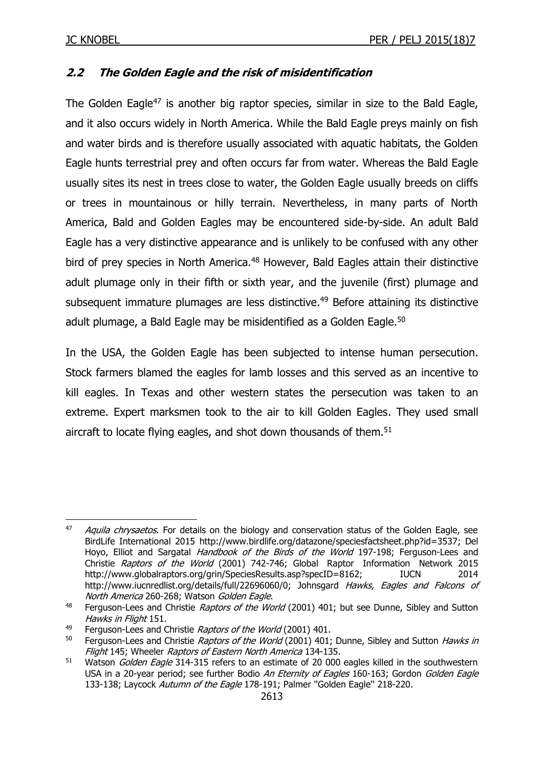## *2.2 The Golden Eagle and the risk of misidentification*

The Golden Eagle[47] is another big raptor species, similar in size to the Bald Eagle, and it also occurs widely in North America. While the Bald Eagle preys mainly on fish and water birds and is therefore usually associated with aquatic habitats, the Golden Eagle hunts terrestrial prey and often occurs far from water. Whereas the Bald Eagle usually sites its nest in trees close to water, the Golden Eagle usually breeds on cliffs or trees in mountainous or hilly terrain. Nevertheless, in many parts of North America, Bald and Golden Eagles may be encountered side-by-side. An adult Bald Eagle has a very distinctive appearance and is unlikely to be confused with any other bird of prey species in North America.[48] However, Bald Eagles attain their distinctive adult plumage only in their fifth or sixth year, and the juvenile (first) plumage and subsequent immature plumages are less distinctive.[49] Before attaining its distinctive adult plumage, a Bald Eagle may be misidentified as a Golden Eagle.[50]

In the USA, the Golden Eagle has been subjected to intense human persecution. Stock farmers blamed the eagles for lamb losses and this served as an incentive to kill eagles. In Texas and other western states the persecution was taken to an extreme. Expert marksmen took to the air to kill Golden Eagles. They used small aircraft to locate flying eagles, and shot down thousands of them.[51]

---

[47] *Aquila chrysaetos*. For details on the biology and conservation status of the Golden Eagle, see BirdLife International 2015 http://www.birdlife.org/datazone/speciesfactsheet.php?id=3537; Del Hoyo, Elliot and Sargatal *Handbook of the Birds of the World* 197-198; Ferguson-Lees and Christie *Raptors of the World* (2001) 742-746; Global Raptor Information Network 2015 http://www.globalraptors.org/grin/SpeciesResults.asp?specID=8162; IUCN 2014 http://www.iucnredlist.org/details/full/22696060/0; Johnsgard *Hawks, Eagles and Falcons of North America* 260-268; Watson *Golden Eagle*.

[48] Ferguson-Lees and Christie *Raptors of the World* (2001) 401; but see Dunne, Sibley and Sutton *Hawks in Flight* 151.

[49] Ferguson-Lees and Christie *Raptors of the World* (2001) 401.

[50] Ferguson-Lees and Christie *Raptors of the World* (2001) 401; Dunne, Sibley and Sutton *Hawks in Flight* 145; Wheeler *Raptors of Eastern North America* 134-135.

[51] Watson *Golden Eagle* 314-315 refers to an estimate of 20 000 eagles killed in the southwestern USA in a 20-year period; see further Bodio *An Eternity of Eagles* 160-163; Gordon *Golden Eagle* 133-138; Laycock *Autumn of the Eagle* 178-191; Palmer "Golden Eagle" 218-220.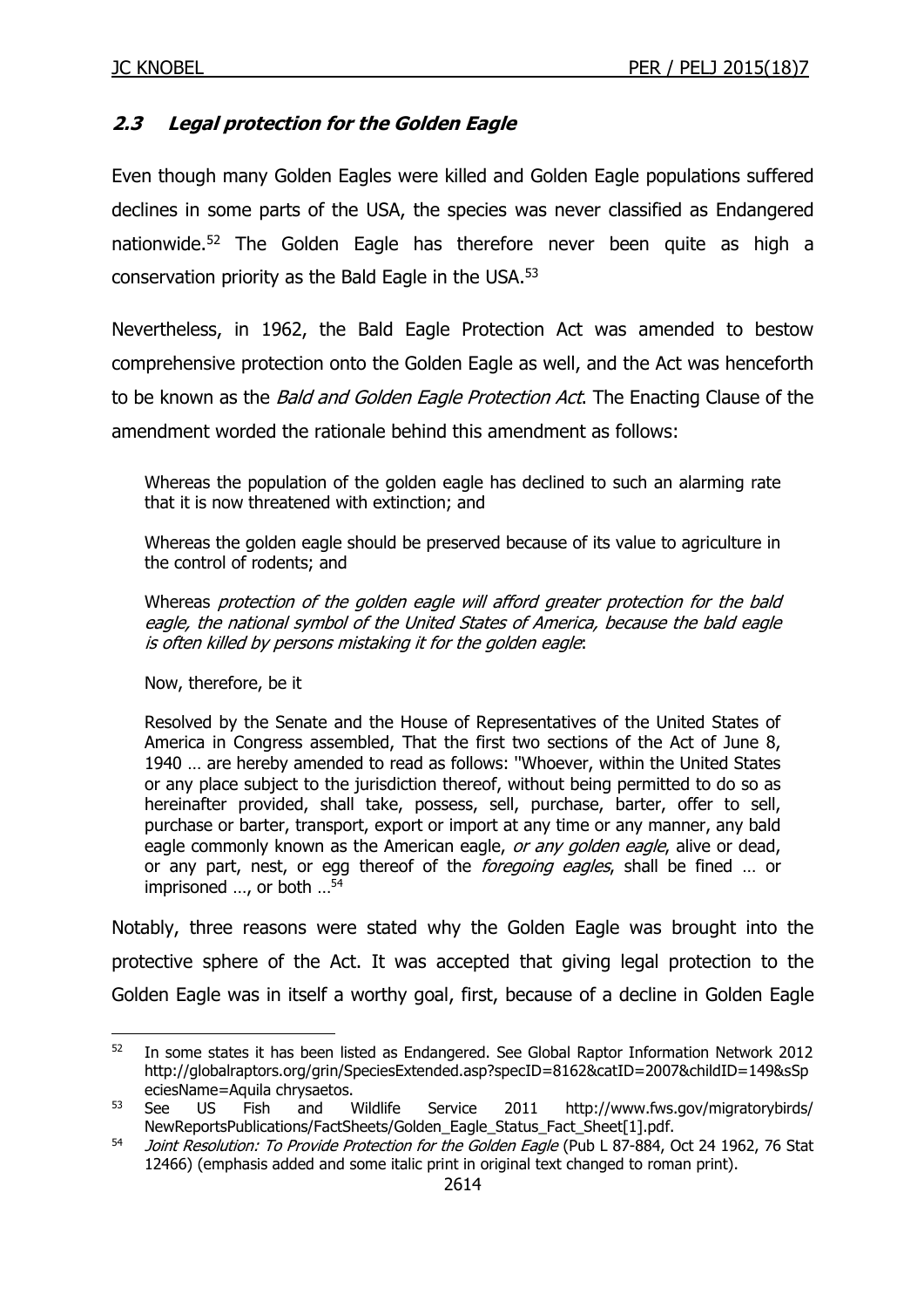### ***2.3 Legal protection for the Golden Eagle***

Even though many Golden Eagles were killed and Golden Eagle populations suffered declines in some parts of the USA, the species was never classified as Endangered nationwide.[52] The Golden Eagle has therefore never been quite as high a conservation priority as the Bald Eagle in the USA.[53]

Nevertheless, in 1962, the Bald Eagle Protection Act was amended to bestow comprehensive protection onto the Golden Eagle as well, and the Act was henceforth to be known as the *Bald and Golden Eagle Protection Act*. The Enacting Clause of the amendment worded the rationale behind this amendment as follows:

> Whereas the population of the golden eagle has declined to such an alarming rate that it is now threatened with extinction; and
>
> Whereas the golden eagle should be preserved because of its value to agriculture in the control of rodents; and
>
> Whereas *protection of the golden eagle will afford greater protection for the bald eagle, the national symbol of the United States of America, because the bald eagle is often killed by persons mistaking it for the golden eagle*:
>
> Now, therefore, be it
>
> Resolved by the Senate and the House of Representatives of the United States of America in Congress assembled, That the first two sections of the Act of June 8, 1940 … are hereby amended to read as follows: "Whoever, within the United States or any place subject to the jurisdiction thereof, without being permitted to do so as hereinafter provided, shall take, possess, sell, purchase, barter, offer to sell, purchase or barter, transport, export or import at any time or any manner, any bald eagle commonly known as the American eagle, *or any golden eagle*, alive or dead, or any part, nest, or egg thereof of the *foregoing eagles*, shall be fined … or imprisoned …, or both …[54]

Notably, three reasons were stated why the Golden Eagle was brought into the protective sphere of the Act. It was accepted that giving legal protection to the Golden Eagle was in itself a worthy goal, first, because of a decline in Golden Eagle

---

[52] In some states it has been listed as Endangered. See Global Raptor Information Network 2012 http://globalraptors.org/grin/SpeciesExtended.asp?specID=8162&catID=2007&childID=149&sSpeciesName=Aquila chrysaetos.

[53] See US Fish and Wildlife Service 2011 http://www.fws.gov/migratorybirds/NewReportsPublications/FactSheets/Golden_Eagle_Status_Fact_Sheet[1].pdf.

[54] *Joint Resolution: To Provide Protection for the Golden Eagle* (Pub L 87-884, Oct 24 1962, 76 Stat 12466) (emphasis added and some italic print in original text changed to roman print).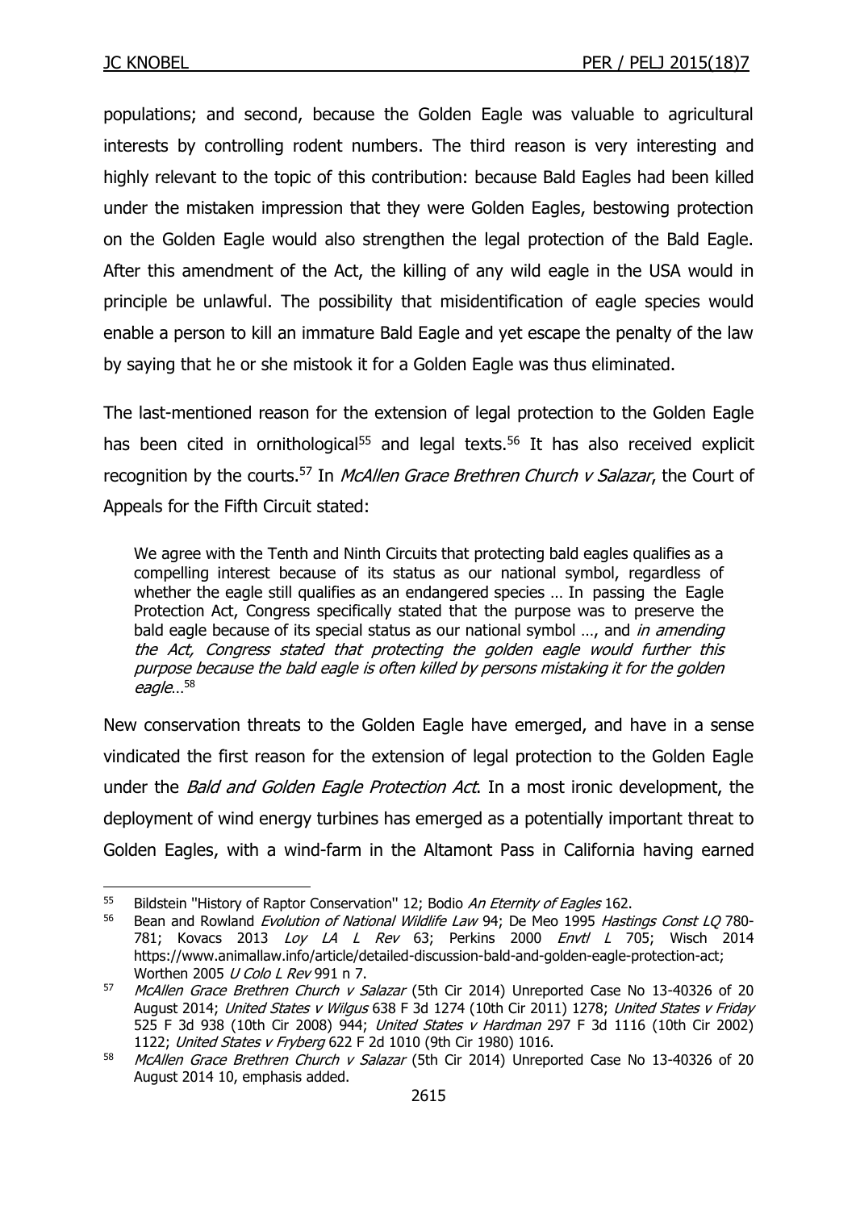populations; and second, because the Golden Eagle was valuable to agricultural interests by controlling rodent numbers. The third reason is very interesting and highly relevant to the topic of this contribution: because Bald Eagles had been killed under the mistaken impression that they were Golden Eagles, bestowing protection on the Golden Eagle would also strengthen the legal protection of the Bald Eagle. After this amendment of the Act, the killing of any wild eagle in the USA would in principle be unlawful. The possibility that misidentification of eagle species would enable a person to kill an immature Bald Eagle and yet escape the penalty of the law by saying that he or she mistook it for a Golden Eagle was thus eliminated.

The last-mentioned reason for the extension of legal protection to the Golden Eagle has been cited in ornithological[55] and legal texts.[56] It has also received explicit recognition by the courts.[57] In *McAllen Grace Brethren Church v Salazar*, the Court of Appeals for the Fifth Circuit stated:

> We agree with the Tenth and Ninth Circuits that protecting bald eagles qualifies as a compelling interest because of its status as our national symbol, regardless of whether the eagle still qualifies as an endangered species … In passing the Eagle Protection Act, Congress specifically stated that the purpose was to preserve the bald eagle because of its special status as our national symbol …, and *in amending the Act, Congress stated that protecting the golden eagle would further this purpose because the bald eagle is often killed by persons mistaking it for the golden eagle*…[58]

New conservation threats to the Golden Eagle have emerged, and have in a sense vindicated the first reason for the extension of legal protection to the Golden Eagle under the *Bald and Golden Eagle Protection Act*. In a most ironic development, the deployment of wind energy turbines has emerged as a potentially important threat to Golden Eagles, with a wind-farm in the Altamont Pass in California having earned

---

[55] Bildstein "History of Raptor Conservation" 12; Bodio *An Eternity of Eagles* 162.

[56] Bean and Rowland *Evolution of National Wildlife Law* 94; De Meo 1995 *Hastings Const LQ* 780-781; Kovacs 2013 *Loy LA L Rev* 63; Perkins 2000 *Envtl L* 705; Wisch 2014 https://www.animallaw.info/article/detailed-discussion-bald-and-golden-eagle-protection-act; Worthen 2005 *U Colo L Rev* 991 n 7.

[57] *McAllen Grace Brethren Church v Salazar* (5th Cir 2014) Unreported Case No 13-40326 of 20 August 2014; *United States v Wilgus* 638 F 3d 1274 (10th Cir 2011) 1278; *United States v Friday* 525 F 3d 938 (10th Cir 2008) 944; *United States v Hardman* 297 F 3d 1116 (10th Cir 2002) 1122; *United States v Fryberg* 622 F 2d 1010 (9th Cir 1980) 1016.

[58] *McAllen Grace Brethren Church v Salazar* (5th Cir 2014) Unreported Case No 13-40326 of 20 August 2014 10, emphasis added.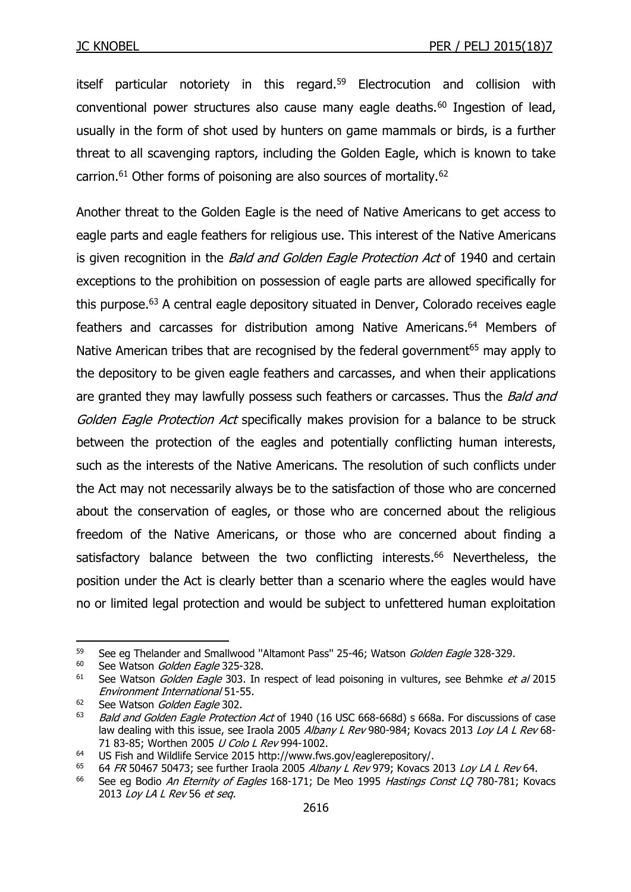itself particular notoriety in this regard.[59] Electrocution and collision with conventional power structures also cause many eagle deaths.[60] Ingestion of lead, usually in the form of shot used by hunters on game mammals or birds, is a further threat to all scavenging raptors, including the Golden Eagle, which is known to take carrion.[61] Other forms of poisoning are also sources of mortality.[62]

Another threat to the Golden Eagle is the need of Native Americans to get access to eagle parts and eagle feathers for religious use. This interest of the Native Americans is given recognition in the *Bald and Golden Eagle Protection Act* of 1940 and certain exceptions to the prohibition on possession of eagle parts are allowed specifically for this purpose.[63] A central eagle depository situated in Denver, Colorado receives eagle feathers and carcasses for distribution among Native Americans.[64] Members of Native American tribes that are recognised by the federal government[65] may apply to the depository to be given eagle feathers and carcasses, and when their applications are granted they may lawfully possess such feathers or carcasses. Thus the *Bald and Golden Eagle Protection Act* specifically makes provision for a balance to be struck between the protection of the eagles and potentially conflicting human interests, such as the interests of the Native Americans. The resolution of such conflicts under the Act may not necessarily always be to the satisfaction of those who are concerned about the conservation of eagles, or those who are concerned about the religious freedom of the Native Americans, or those who are concerned about finding a satisfactory balance between the two conflicting interests.[66] Nevertheless, the position under the Act is clearly better than a scenario where the eagles would have no or limited legal protection and would be subject to unfettered human exploitation

---

[59] See eg Thelander and Smallwood "Altamont Pass" 25-46; Watson *Golden Eagle* 328-329.

[60] See Watson *Golden Eagle* 325-328.

[61] See Watson *Golden Eagle* 303. In respect of lead poisoning in vultures, see Behmke *et al* 2015 *Environment International* 51-55.

[62] See Watson *Golden Eagle* 302.

[63] *Bald and Golden Eagle Protection Act* of 1940 (16 USC 668-668d) s 668a. For discussions of case law dealing with this issue, see Iraola 2005 *Albany L Rev* 980-984; Kovacs 2013 *Loy LA L Rev* 68-71 83-85; Worthen 2005 *U Colo L Rev* 994-1002.

[64] US Fish and Wildlife Service 2015 http://www.fws.gov/eaglerepository/.

[65] 64 *FR* 50467 50473; see further Iraola 2005 *Albany L Rev* 979; Kovacs 2013 *Loy LA L Rev* 64.

[66] See eg Bodio *An Eternity of Eagles* 168-171; De Meo 1995 *Hastings Const LQ* 780-781; Kovacs 2013 *Loy LA L Rev* 56 *et seq.*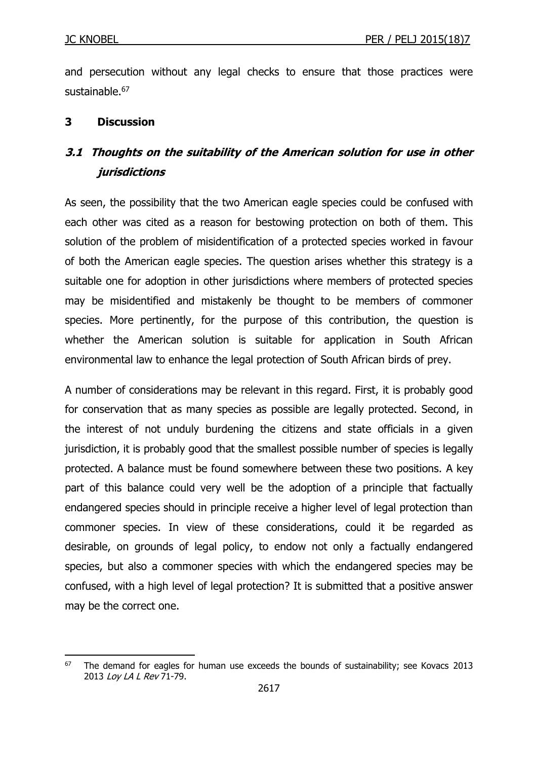and persecution without any legal checks to ensure that those practices were sustainable.[67]

## 3 Discussion

### *3.1 Thoughts on the suitability of the American solution for use in other jurisdictions*

As seen, the possibility that the two American eagle species could be confused with each other was cited as a reason for bestowing protection on both of them. This solution of the problem of misidentification of a protected species worked in favour of both the American eagle species. The question arises whether this strategy is a suitable one for adoption in other jurisdictions where members of protected species may be misidentified and mistakenly be thought to be members of commoner species. More pertinently, for the purpose of this contribution, the question is whether the American solution is suitable for application in South African environmental law to enhance the legal protection of South African birds of prey.

A number of considerations may be relevant in this regard. First, it is probably good for conservation that as many species as possible are legally protected. Second, in the interest of not unduly burdening the citizens and state officials in a given jurisdiction, it is probably good that the smallest possible number of species is legally protected. A balance must be found somewhere between these two positions. A key part of this balance could very well be the adoption of a principle that factually endangered species should in principle receive a higher level of legal protection than commoner species. In view of these considerations, could it be regarded as desirable, on grounds of legal policy, to endow not only a factually endangered species, but also a commoner species with which the endangered species may be confused, with a high level of legal protection? It is submitted that a positive answer may be the correct one.

---

[67] The demand for eagles for human use exceeds the bounds of sustainability; see Kovacs 2013 2013 *Loy LA L Rev* 71-79.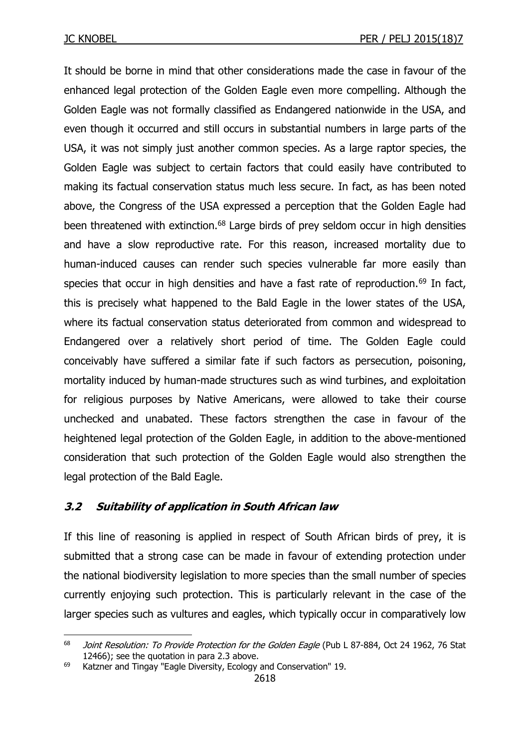It should be borne in mind that other considerations made the case in favour of the enhanced legal protection of the Golden Eagle even more compelling. Although the Golden Eagle was not formally classified as Endangered nationwide in the USA, and even though it occurred and still occurs in substantial numbers in large parts of the USA, it was not simply just another common species. As a large raptor species, the Golden Eagle was subject to certain factors that could easily have contributed to making its factual conservation status much less secure. In fact, as has been noted above, the Congress of the USA expressed a perception that the Golden Eagle had been threatened with extinction.[68] Large birds of prey seldom occur in high densities and have a slow reproductive rate. For this reason, increased mortality due to human-induced causes can render such species vulnerable far more easily than species that occur in high densities and have a fast rate of reproduction.[69] In fact, this is precisely what happened to the Bald Eagle in the lower states of the USA, where its factual conservation status deteriorated from common and widespread to Endangered over a relatively short period of time. The Golden Eagle could conceivably have suffered a similar fate if such factors as persecution, poisoning, mortality induced by human-made structures such as wind turbines, and exploitation for religious purposes by Native Americans, were allowed to take their course unchecked and unabated. These factors strengthen the case in favour of the heightened legal protection of the Golden Eagle, in addition to the above-mentioned consideration that such protection of the Golden Eagle would also strengthen the legal protection of the Bald Eagle.

### *3.2 Suitability of application in South African law*

If this line of reasoning is applied in respect of South African birds of prey, it is submitted that a strong case can be made in favour of extending protection under the national biodiversity legislation to more species than the small number of species currently enjoying such protection. This is particularly relevant in the case of the larger species such as vultures and eagles, which typically occur in comparatively low

---

[68] *Joint Resolution: To Provide Protection for the Golden Eagle* (Pub L 87-884, Oct 24 1962, 76 Stat 12466); see the quotation in para 2.3 above.

[69] Katzner and Tingay "Eagle Diversity, Ecology and Conservation" 19.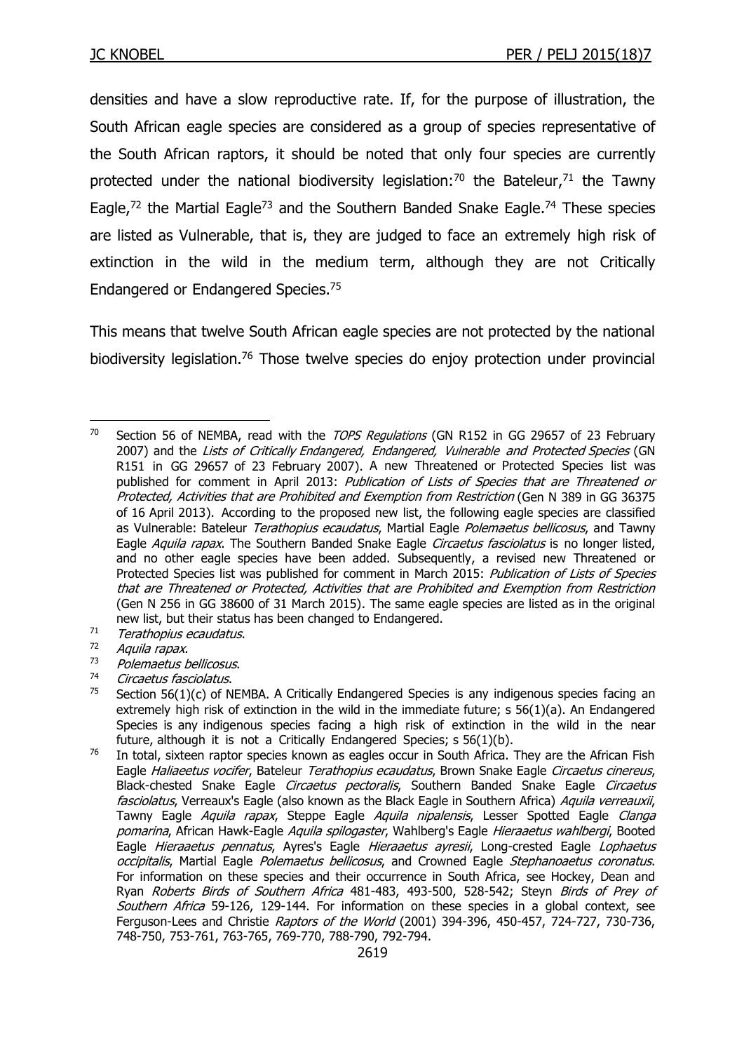densities and have a slow reproductive rate. If, for the purpose of illustration, the South African eagle species are considered as a group of species representative of the South African raptors, it should be noted that only four species are currently protected under the national biodiversity legislation:[70] the Bateleur,[71] the Tawny Eagle,[72] the Martial Eagle[73] and the Southern Banded Snake Eagle.[74] These species are listed as Vulnerable, that is, they are judged to face an extremely high risk of extinction in the wild in the medium term, although they are not Critically Endangered or Endangered Species.[75]

This means that twelve South African eagle species are not protected by the national biodiversity legislation.[76] Those twelve species do enjoy protection under provincial

---

[70] Section 56 of NEMBA, read with the *TOPS Regulations* (GN R152 in GG 29657 of 23 February 2007) and the *Lists of Critically Endangered, Endangered, Vulnerable and Protected Species* (GN R151 in GG 29657 of 23 February 2007). A new Threatened or Protected Species list was published for comment in April 2013: *Publication of Lists of Species that are Threatened or Protected, Activities that are Prohibited and Exemption from Restriction* (Gen N 389 in GG 36375 of 16 April 2013). According to the proposed new list, the following eagle species are classified as Vulnerable: Bateleur *Terathopius ecaudatus*, Martial Eagle *Polemaetus bellicosus*, and Tawny Eagle *Aquila rapax*. The Southern Banded Snake Eagle *Circaetus fasciolatus* is no longer listed, and no other eagle species have been added. Subsequently, a revised new Threatened or Protected Species list was published for comment in March 2015: *Publication of Lists of Species that are Threatened or Protected, Activities that are Prohibited and Exemption from Restriction* (Gen N 256 in GG 38600 of 31 March 2015). The same eagle species are listed as in the original new list, but their status has been changed to Endangered.

[71] *Terathopius ecaudatus*.

[72] *Aquila rapax*.

[73] *Polemaetus bellicosus*.

[74] *Circaetus fasciolatus*.

[75] Section 56(1)(c) of NEMBA. A Critically Endangered Species is any indigenous species facing an extremely high risk of extinction in the wild in the immediate future; s 56(1)(a). An Endangered Species is any indigenous species facing a high risk of extinction in the wild in the near future, although it is not a Critically Endangered Species; s 56(1)(b).

[76] In total, sixteen raptor species known as eagles occur in South Africa. They are the African Fish Eagle *Haliaeetus vocifer*, Bateleur *Terathopius ecaudatus*, Brown Snake Eagle *Circaetus cinereus*, Black-chested Snake Eagle *Circaetus pectoralis*, Southern Banded Snake Eagle *Circaetus fasciolatus*, Verreaux's Eagle (also known as the Black Eagle in Southern Africa) *Aquila verreauxii*, Tawny Eagle *Aquila rapax*, Steppe Eagle *Aquila nipalensis*, Lesser Spotted Eagle *Clanga pomarina*, African Hawk-Eagle *Aquila spilogaster*, Wahlberg's Eagle *Hieraaetus wahlbergi*, Booted Eagle *Hieraaetus pennatus*, Ayres's Eagle *Hieraaetus ayresii*, Long-crested Eagle *Lophaetus occipitalis*, Martial Eagle *Polemaetus bellicosus*, and Crowned Eagle *Stephanoaetus coronatus*. For information on these species and their occurrence in South Africa, see Hockey, Dean and Ryan *Roberts Birds of Southern Africa* 481-483, 493-500, 528-542; Steyn *Birds of Prey of Southern Africa* 59-126, 129-144. For information on these species in a global context, see Ferguson-Lees and Christie *Raptors of the World* (2001) 394-396, 450-457, 724-727, 730-736, 748-750, 753-761, 763-765, 769-770, 788-790, 792-794.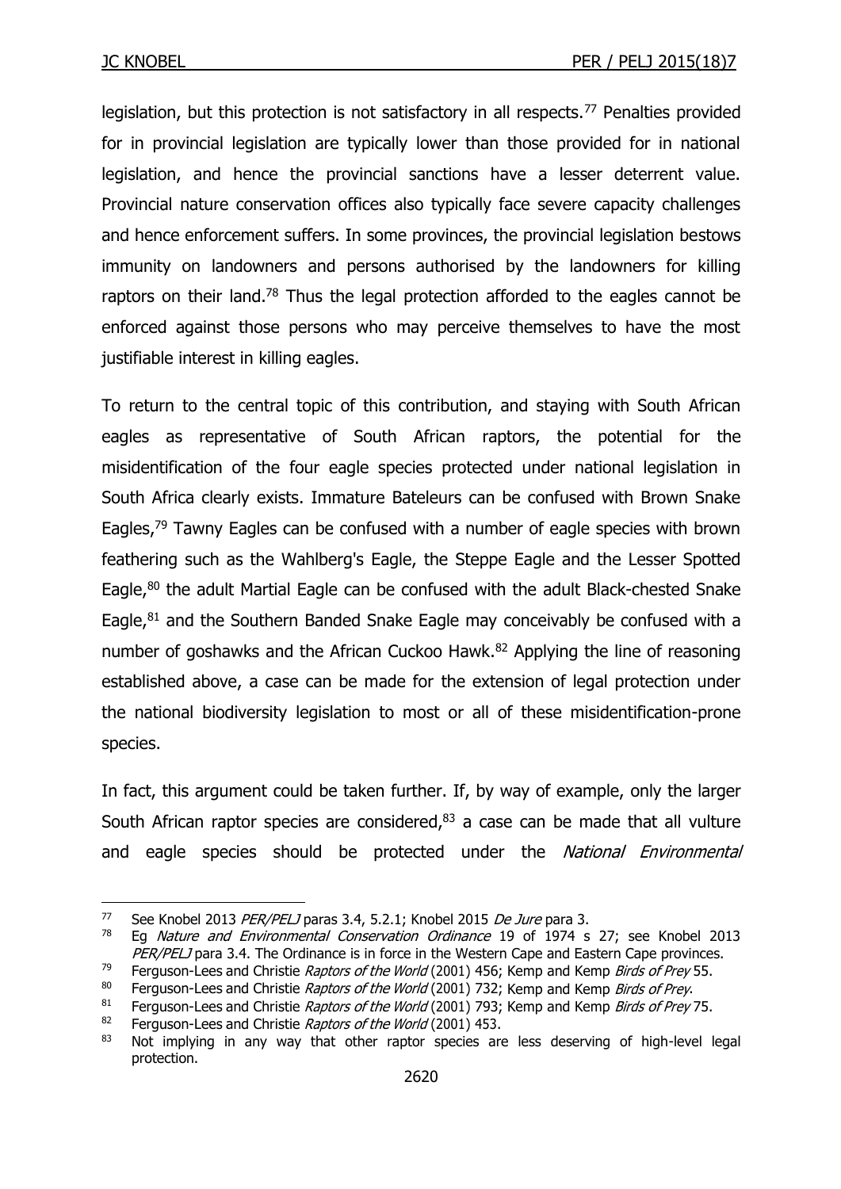legislation, but this protection is not satisfactory in all respects.[77] Penalties provided for in provincial legislation are typically lower than those provided for in national legislation, and hence the provincial sanctions have a lesser deterrent value. Provincial nature conservation offices also typically face severe capacity challenges and hence enforcement suffers. In some provinces, the provincial legislation bestows immunity on landowners and persons authorised by the landowners for killing raptors on their land.[78] Thus the legal protection afforded to the eagles cannot be enforced against those persons who may perceive themselves to have the most justifiable interest in killing eagles.

To return to the central topic of this contribution, and staying with South African eagles as representative of South African raptors, the potential for the misidentification of the four eagle species protected under national legislation in South Africa clearly exists. Immature Bateleurs can be confused with Brown Snake Eagles,[79] Tawny Eagles can be confused with a number of eagle species with brown feathering such as the Wahlberg's Eagle, the Steppe Eagle and the Lesser Spotted Eagle,[80] the adult Martial Eagle can be confused with the adult Black-chested Snake Eagle,[81] and the Southern Banded Snake Eagle may conceivably be confused with a number of goshawks and the African Cuckoo Hawk.[82] Applying the line of reasoning established above, a case can be made for the extension of legal protection under the national biodiversity legislation to most or all of these misidentification-prone species.

In fact, this argument could be taken further. If, by way of example, only the larger South African raptor species are considered,[83] a case can be made that all vulture and eagle species should be protected under the *National Environmental*

---

[77] See Knobel 2013 *PER/PELJ* paras 3.4, 5.2.1; Knobel 2015 *De Jure* para 3.

[78] Eg *Nature and Environmental Conservation Ordinance* 19 of 1974 s 27; see Knobel 2013 *PER/PELJ* para 3.4. The Ordinance is in force in the Western Cape and Eastern Cape provinces.

[79] Ferguson-Lees and Christie *Raptors of the World* (2001) 456; Kemp and Kemp *Birds of Prey* 55.

[80] Ferguson-Lees and Christie *Raptors of the World* (2001) 732; Kemp and Kemp *Birds of Prey*.

[81] Ferguson-Lees and Christie *Raptors of the World* (2001) 793; Kemp and Kemp *Birds of Prey* 75.

[82] Ferguson-Lees and Christie *Raptors of the World* (2001) 453.

[83] Not implying in any way that other raptor species are less deserving of high-level legal protection.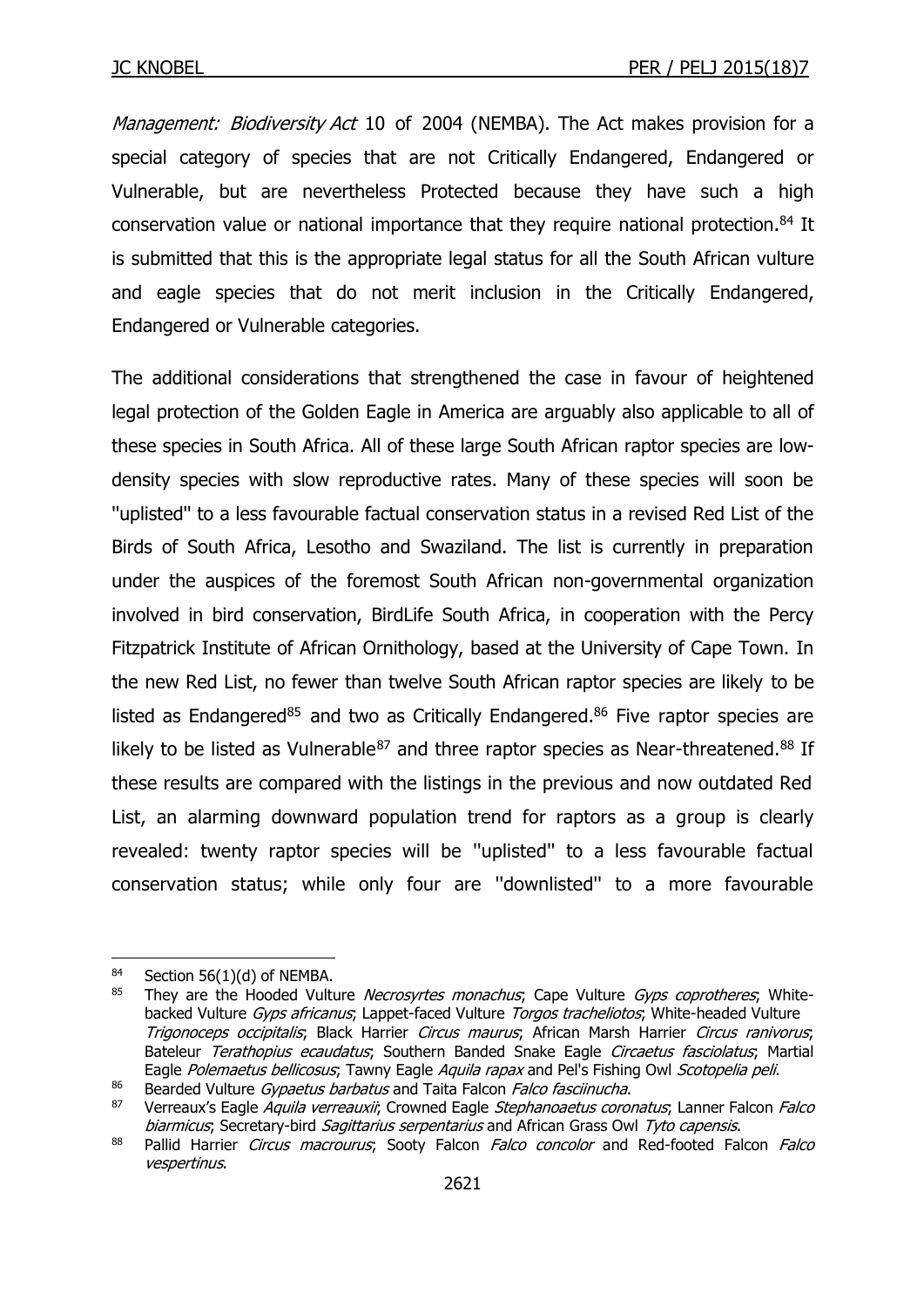*Management: Biodiversity Act* 10 of 2004 (NEMBA). The Act makes provision for a special category of species that are not Critically Endangered, Endangered or Vulnerable, but are nevertheless Protected because they have such a high conservation value or national importance that they require national protection.[84] It is submitted that this is the appropriate legal status for all the South African vulture and eagle species that do not merit inclusion in the Critically Endangered, Endangered or Vulnerable categories.

The additional considerations that strengthened the case in favour of heightened legal protection of the Golden Eagle in America are arguably also applicable to all of these species in South Africa. All of these large South African raptor species are low-density species with slow reproductive rates. Many of these species will soon be "uplisted" to a less favourable factual conservation status in a revised Red List of the Birds of South Africa, Lesotho and Swaziland. The list is currently in preparation under the auspices of the foremost South African non-governmental organization involved in bird conservation, BirdLife South Africa, in cooperation with the Percy Fitzpatrick Institute of African Ornithology, based at the University of Cape Town. In the new Red List, no fewer than twelve South African raptor species are likely to be listed as Endangered[85] and two as Critically Endangered.[86] Five raptor species are likely to be listed as Vulnerable[87] and three raptor species as Near-threatened.[88] If these results are compared with the listings in the previous and now outdated Red List, an alarming downward population trend for raptors as a group is clearly revealed: twenty raptor species will be "uplisted" to a less favourable factual conservation status; while only four are "downlisted" to a more favourable

---

[84] Section 56(1)(d) of NEMBA.

[85] They are the Hooded Vulture *Necrosyrtes monachus*; Cape Vulture *Gyps coprotheres*; White-backed Vulture *Gyps africanus*; Lappet-faced Vulture *Torgos tracheliotos*; White-headed Vulture *Trigonoceps occipitalis*; Black Harrier *Circus maurus*; African Marsh Harrier *Circus ranivorus*; Bateleur *Terathopius ecaudatus*; Southern Banded Snake Eagle *Circaetus fasciolatus*; Martial Eagle *Polemaetus bellicosus*; Tawny Eagle *Aquila rapax* and Pel's Fishing Owl *Scotopelia peli*.

[86] Bearded Vulture *Gypaetus barbatus* and Taita Falcon *Falco fasciinucha*.

[87] Verreaux's Eagle *Aquila verreauxii*; Crowned Eagle *Stephanoaetus coronatus*; Lanner Falcon *Falco biarmicus*; Secretary-bird *Sagittarius serpentarius* and African Grass Owl *Tyto capensis*.

[88] Pallid Harrier *Circus macrourus*; Sooty Falcon *Falco concolor* and Red-footed Falcon *Falco vespertinus*.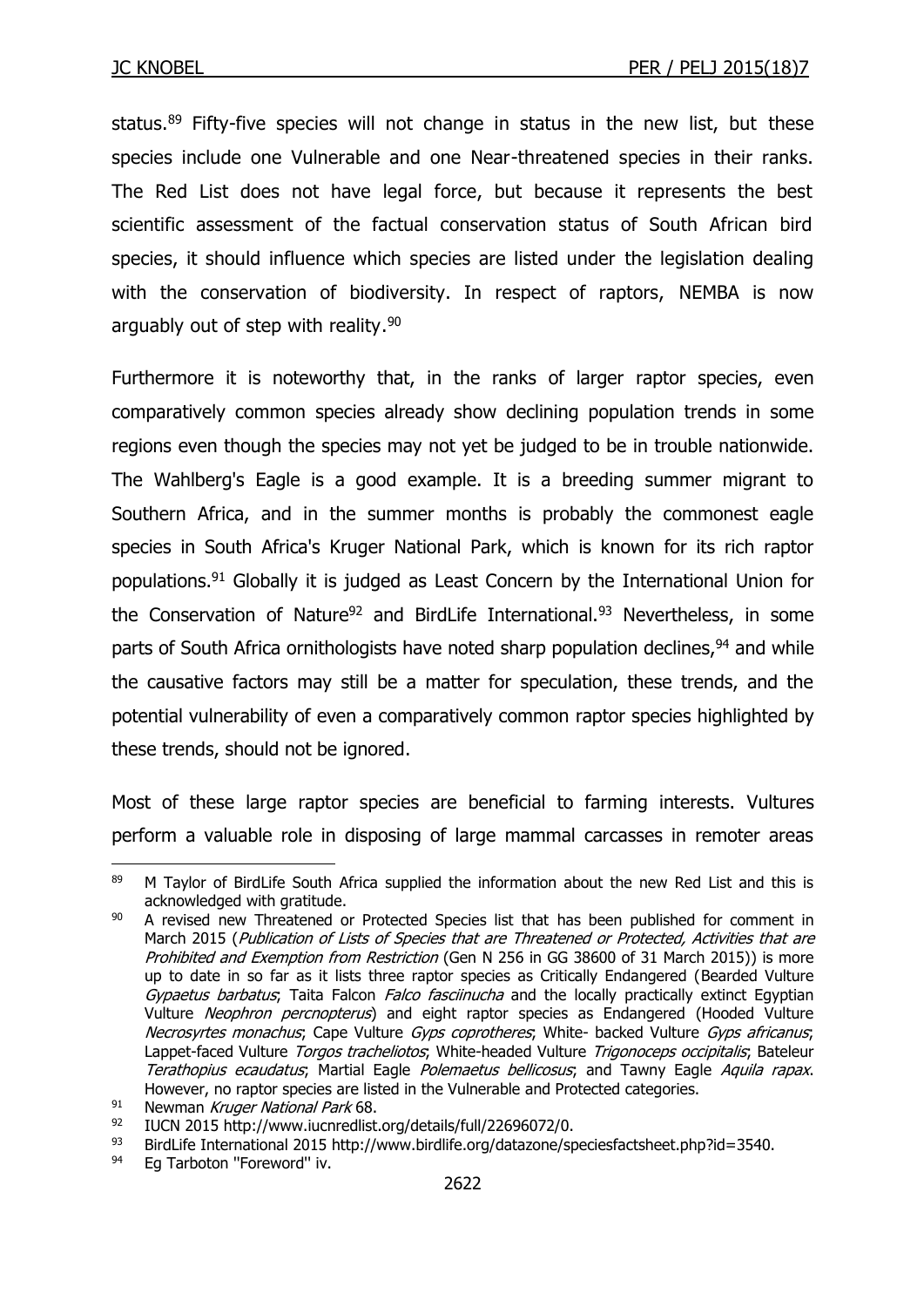status.[89] Fifty-five species will not change in status in the new list, but these species include one Vulnerable and one Near-threatened species in their ranks. The Red List does not have legal force, but because it represents the best scientific assessment of the factual conservation status of South African bird species, it should influence which species are listed under the legislation dealing with the conservation of biodiversity. In respect of raptors, NEMBA is now arguably out of step with reality.[90]

Furthermore it is noteworthy that, in the ranks of larger raptor species, even comparatively common species already show declining population trends in some regions even though the species may not yet be judged to be in trouble nationwide. The Wahlberg's Eagle is a good example. It is a breeding summer migrant to Southern Africa, and in the summer months is probably the commonest eagle species in South Africa's Kruger National Park, which is known for its rich raptor populations.[91] Globally it is judged as Least Concern by the International Union for the Conservation of Nature[92] and BirdLife International.[93] Nevertheless, in some parts of South Africa ornithologists have noted sharp population declines,[94] and while the causative factors may still be a matter for speculation, these trends, and the potential vulnerability of even a comparatively common raptor species highlighted by these trends, should not be ignored.

Most of these large raptor species are beneficial to farming interests. Vultures perform a valuable role in disposing of large mammal carcasses in remoter areas

---

[89] M Taylor of BirdLife South Africa supplied the information about the new Red List and this is acknowledged with gratitude.

[90] A revised new Threatened or Protected Species list that has been published for comment in March 2015 (*Publication of Lists of Species that are Threatened or Protected, Activities that are Prohibited and Exemption from Restriction* (Gen N 256 in GG 38600 of 31 March 2015)) is more up to date in so far as it lists three raptor species as Critically Endangered (Bearded Vulture *Gypaetus barbatus*; Taita Falcon *Falco fasciinucha* and the locally practically extinct Egyptian Vulture *Neophron percnopterus*) and eight raptor species as Endangered (Hooded Vulture *Necrosyrtes monachus*; Cape Vulture *Gyps coprotheres*; White- backed Vulture *Gyps africanus*; Lappet-faced Vulture *Torgos tracheliotos*; White-headed Vulture *Trigonoceps occipitalis*; Bateleur *Terathopius ecaudatus*; Martial Eagle *Polemaetus bellicosus*; and Tawny Eagle *Aquila rapax*. However, no raptor species are listed in the Vulnerable and Protected categories.

[91] Newman *Kruger National Park* 68.

[92] IUCN 2015 http://www.iucnredlist.org/details/full/22696072/0.

[93] BirdLife International 2015 http://www.birdlife.org/datazone/speciesfactsheet.php?id=3540.

[94] Eg Tarboton "Foreword" iv.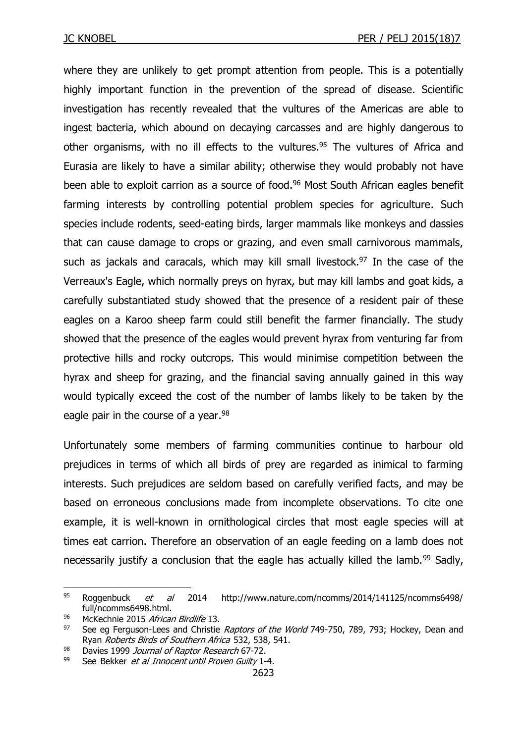where they are unlikely to get prompt attention from people. This is a potentially highly important function in the prevention of the spread of disease. Scientific investigation has recently revealed that the vultures of the Americas are able to ingest bacteria, which abound on decaying carcasses and are highly dangerous to other organisms, with no ill effects to the vultures.[95] The vultures of Africa and Eurasia are likely to have a similar ability; otherwise they would probably not have been able to exploit carrion as a source of food.[96] Most South African eagles benefit farming interests by controlling potential problem species for agriculture. Such species include rodents, seed-eating birds, larger mammals like monkeys and dassies that can cause damage to crops or grazing, and even small carnivorous mammals, such as jackals and caracals, which may kill small livestock.[97] In the case of the Verreaux's Eagle, which normally preys on hyrax, but may kill lambs and goat kids, a carefully substantiated study showed that the presence of a resident pair of these eagles on a Karoo sheep farm could still benefit the farmer financially. The study showed that the presence of the eagles would prevent hyrax from venturing far from protective hills and rocky outcrops. This would minimise competition between the hyrax and sheep for grazing, and the financial saving annually gained in this way would typically exceed the cost of the number of lambs likely to be taken by the eagle pair in the course of a year.[98]

Unfortunately some members of farming communities continue to harbour old prejudices in terms of which all birds of prey are regarded as inimical to farming interests. Such prejudices are seldom based on carefully verified facts, and may be based on erroneous conclusions made from incomplete observations. To cite one example, it is well-known in ornithological circles that most eagle species will at times eat carrion. Therefore an observation of an eagle feeding on a lamb does not necessarily justify a conclusion that the eagle has actually killed the lamb.[99] Sadly,

---

[95] Roggenbuck *et al* 2014 http://www.nature.com/ncomms/2014/141125/ncomms6498/full/ncomms6498.html.

[96] McKechnie 2015 *African Birdlife* 13.

[97] See eg Ferguson-Lees and Christie *Raptors of the World* 749-750, 789, 793; Hockey, Dean and Ryan *Roberts Birds of Southern Africa* 532, 538, 541.

[98] Davies 1999 *Journal of Raptor Research* 67-72.

[99] See Bekker *et al Innocent until Proven Guilty* 1-4.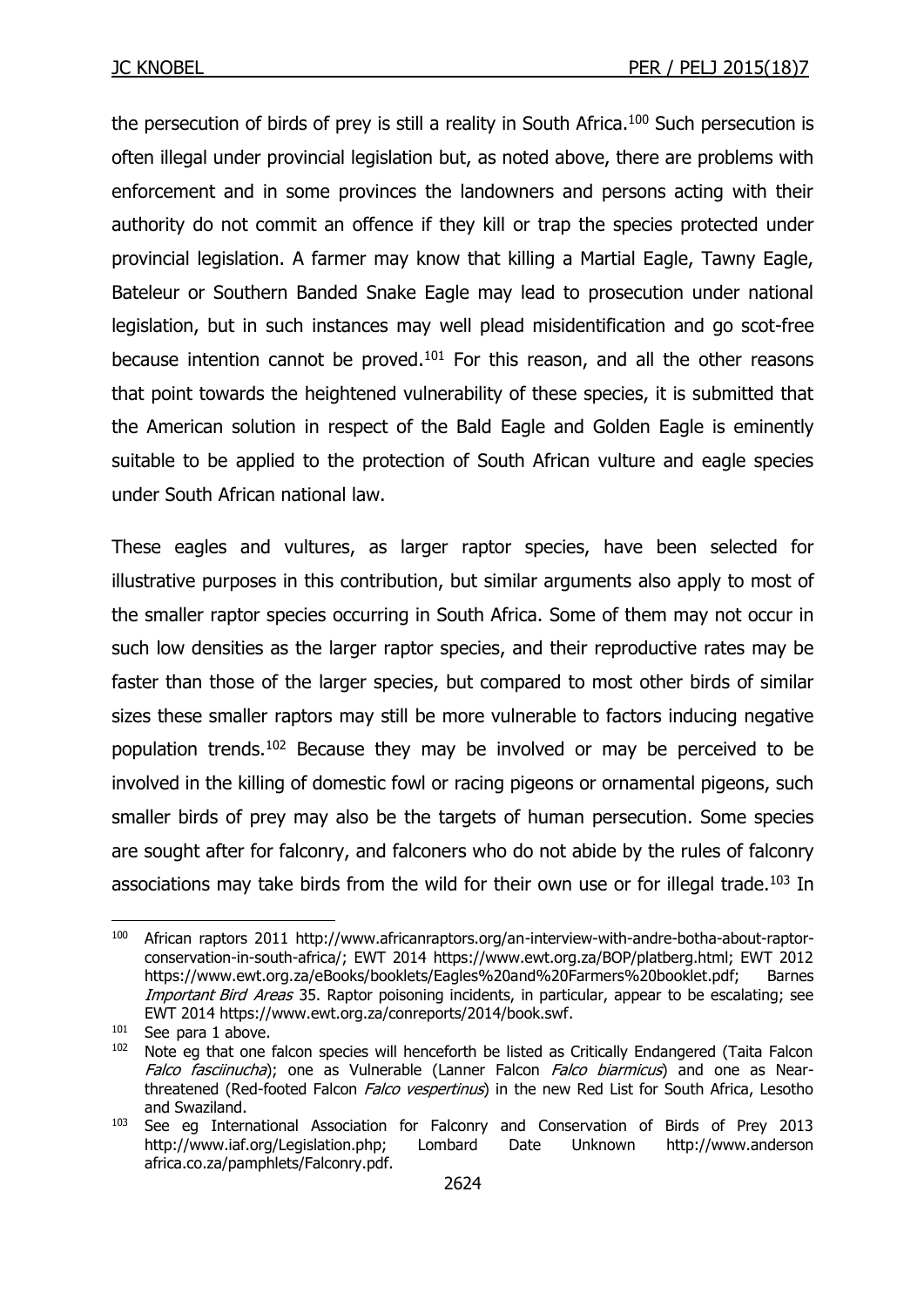the persecution of birds of prey is still a reality in South Africa.[100] Such persecution is often illegal under provincial legislation but, as noted above, there are problems with enforcement and in some provinces the landowners and persons acting with their authority do not commit an offence if they kill or trap the species protected under provincial legislation. A farmer may know that killing a Martial Eagle, Tawny Eagle, Bateleur or Southern Banded Snake Eagle may lead to prosecution under national legislation, but in such instances may well plead misidentification and go scot-free because intention cannot be proved.[101] For this reason, and all the other reasons that point towards the heightened vulnerability of these species, it is submitted that the American solution in respect of the Bald Eagle and Golden Eagle is eminently suitable to be applied to the protection of South African vulture and eagle species under South African national law.

These eagles and vultures, as larger raptor species, have been selected for illustrative purposes in this contribution, but similar arguments also apply to most of the smaller raptor species occurring in South Africa. Some of them may not occur in such low densities as the larger raptor species, and their reproductive rates may be faster than those of the larger species, but compared to most other birds of similar sizes these smaller raptors may still be more vulnerable to factors inducing negative population trends.[102] Because they may be involved or may be perceived to be involved in the killing of domestic fowl or racing pigeons or ornamental pigeons, such smaller birds of prey may also be the targets of human persecution. Some species are sought after for falconry, and falconers who do not abide by the rules of falconry associations may take birds from the wild for their own use or for illegal trade.[103] In

---

[100] African raptors 2011 http://www.africanraptors.org/an-interview-with-andre-botha-about-raptor-conservation-in-south-africa/; EWT 2014 https://www.ewt.org.za/BOP/platberg.html; EWT 2012 https://www.ewt.org.za/eBooks/booklets/Eagles%20and%20Farmers%20booklet.pdf; Barnes *Important Bird Areas* 35. Raptor poisoning incidents, in particular, appear to be escalating; see EWT 2014 https://www.ewt.org.za/conreports/2014/book.swf.

[101] See para 1 above.

[102] Note eg that one falcon species will henceforth be listed as Critically Endangered (Taita Falcon *Falco fasciinucha*); one as Vulnerable (Lanner Falcon *Falco biarmicus*) and one as Near-threatened (Red-footed Falcon *Falco vespertinus*) in the new Red List for South Africa, Lesotho and Swaziland.

[103] See eg International Association for Falconry and Conservation of Birds of Prey 2013 http://www.iaf.org/Legislation.php; Lombard Date Unknown http://www.andersonafrica.co.za/pamphlets/Falconry.pdf.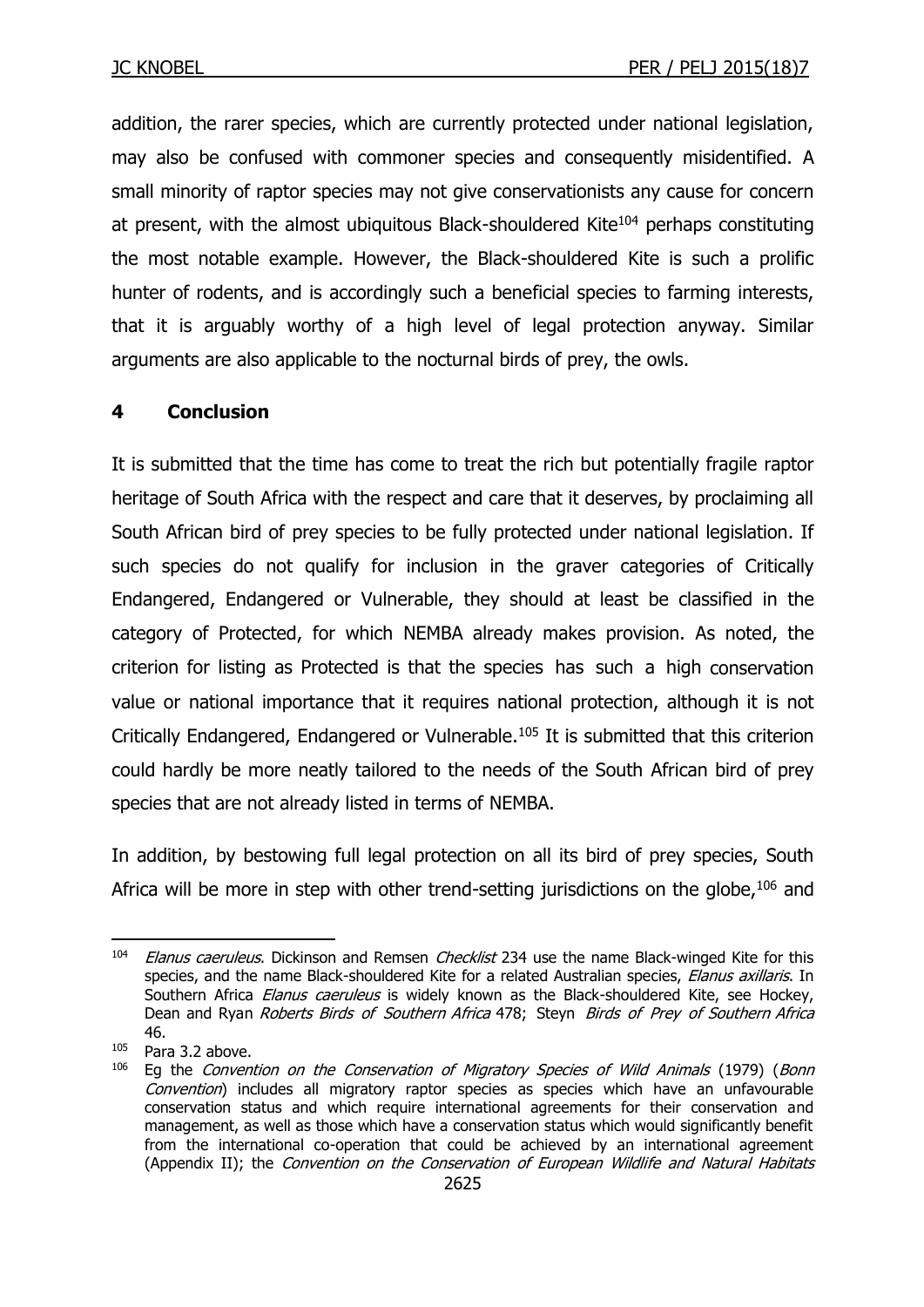addition, the rarer species, which are currently protected under national legislation, may also be confused with commoner species and consequently misidentified. A small minority of raptor species may not give conservationists any cause for concern at present, with the almost ubiquitous Black-shouldered Kite[104] perhaps constituting the most notable example. However, the Black-shouldered Kite is such a prolific hunter of rodents, and is accordingly such a beneficial species to farming interests, that it is arguably worthy of a high level of legal protection anyway. Similar arguments are also applicable to the nocturnal birds of prey, the owls.

## 4 Conclusion

It is submitted that the time has come to treat the rich but potentially fragile raptor heritage of South Africa with the respect and care that it deserves, by proclaiming all South African bird of prey species to be fully protected under national legislation. If such species do not qualify for inclusion in the graver categories of Critically Endangered, Endangered or Vulnerable, they should at least be classified in the category of Protected, for which NEMBA already makes provision. As noted, the criterion for listing as Protected is that the species has such a high conservation value or national importance that it requires national protection, although it is not Critically Endangered, Endangered or Vulnerable.[105] It is submitted that this criterion could hardly be more neatly tailored to the needs of the South African bird of prey species that are not already listed in terms of NEMBA.

In addition, by bestowing full legal protection on all its bird of prey species, South Africa will be more in step with other trend-setting jurisdictions on the globe,[106] and

---

[104] *Elanus caeruleus*. Dickinson and Remsen *Checklist* 234 use the name Black-winged Kite for this species, and the name Black-shouldered Kite for a related Australian species, *Elanus axillaris*. In Southern Africa *Elanus caeruleus* is widely known as the Black-shouldered Kite, see Hockey, Dean and Ryan *Roberts Birds of Southern Africa* 478; Steyn *Birds of Prey of Southern Africa* 46.

[105] Para 3.2 above.

[106] Eg the *Convention on the Conservation of Migratory Species of Wild Animals* (1979) (*Bonn Convention*) includes all migratory raptor species as species which have an unfavourable conservation status and which require international agreements for their conservation and management, as well as those which have a conservation status which would significantly benefit from the international co-operation that could be achieved by an international agreement (Appendix II); the *Convention on the Conservation of European Wildlife and Natural Habitats*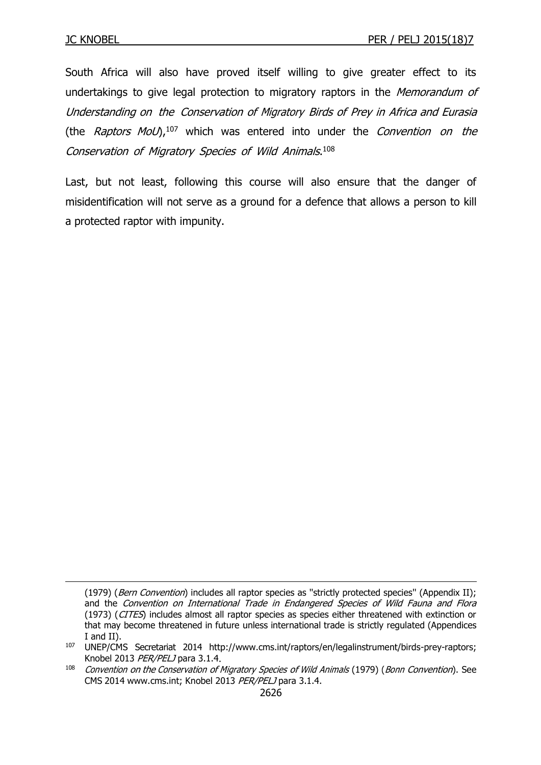South Africa will also have proved itself willing to give greater effect to its undertakings to give legal protection to migratory raptors in the *Memorandum of Understanding on the Conservation of Migratory Birds of Prey in Africa and Eurasia* (the *Raptors MoU*),[107] which was entered into under the *Convention on the Conservation of Migratory Species of Wild Animals*.[108]

Last, but not least, following this course will also ensure that the danger of misidentification will not serve as a ground for a defence that allows a person to kill a protected raptor with impunity.

---

(1979) (*Bern Convention*) includes all raptor species as "strictly protected species" (Appendix II); and the *Convention on International Trade in Endangered Species of Wild Fauna and Flora* (1973) (*CITES*) includes almost all raptor species as species either threatened with extinction or that may become threatened in future unless international trade is strictly regulated (Appendices I and II).

[107] UNEP/CMS Secretariat 2014 http://www.cms.int/raptors/en/legalinstrument/birds-prey-raptors; Knobel 2013 *PER/PELJ* para 3.1.4.

[108] *Convention on the Conservation of Migratory Species of Wild Animals* (1979) (*Bonn Convention*). See CMS 2014 www.cms.int; Knobel 2013 *PER/PELJ* para 3.1.4.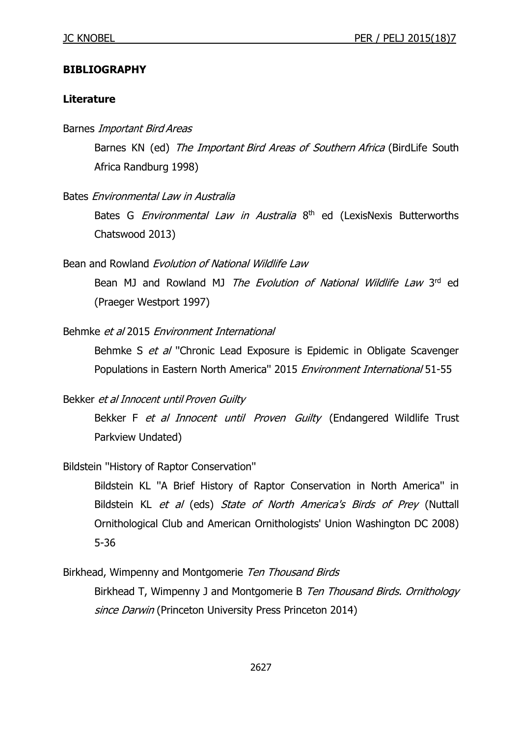**BIBLIOGRAPHY**

**Literature**

Barnes *Important Bird Areas*

Barnes KN (ed) *The Important Bird Areas of Southern Africa* (BirdLife South Africa Randburg 1998)

Bates *Environmental Law in Australia*

Bates G *Environmental Law in Australia* 8th ed (LexisNexis Butterworths Chatswood 2013)

Bean and Rowland *Evolution of National Wildlife Law*

Bean MJ and Rowland MJ *The Evolution of National Wildlife Law* 3rd ed (Praeger Westport 1997)

Behmke *et al* 2015 *Environment International*

Behmke S *et al* "Chronic Lead Exposure is Epidemic in Obligate Scavenger Populations in Eastern North America" 2015 *Environment International* 51-55

Bekker *et al Innocent until Proven Guilty*

Bekker F *et al Innocent until Proven Guilty* (Endangered Wildlife Trust Parkview Undated)

Bildstein "History of Raptor Conservation"

Bildstein KL "A Brief History of Raptor Conservation in North America" in Bildstein KL *et al* (eds) *State of North America's Birds of Prey* (Nuttall Ornithological Club and American Ornithologists' Union Washington DC 2008) 5-36

Birkhead, Wimpenny and Montgomerie *Ten Thousand Birds*

Birkhead T, Wimpenny J and Montgomerie B *Ten Thousand Birds. Ornithology since Darwin* (Princeton University Press Princeton 2014)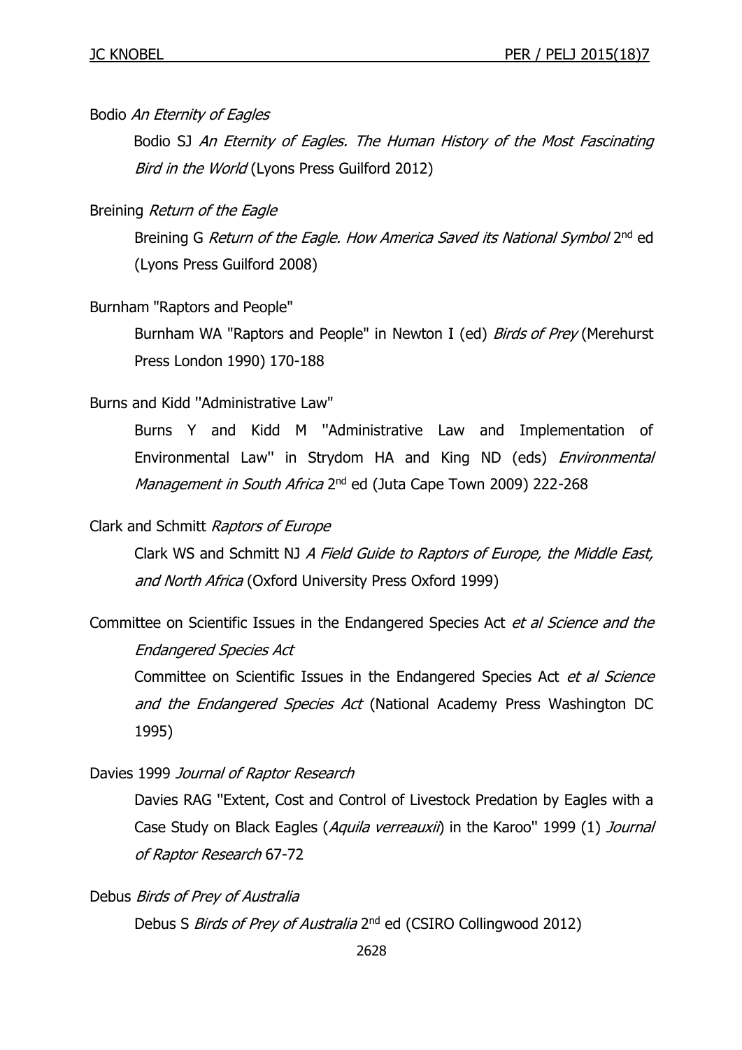Bodio *An Eternity of Eagles*

Bodio SJ *An Eternity of Eagles. The Human History of the Most Fascinating Bird in the World* (Lyons Press Guilford 2012)

Breining *Return of the Eagle*

Breining G *Return of the Eagle. How America Saved its National Symbol* 2nd ed (Lyons Press Guilford 2008)

Burnham "Raptors and People"

Burnham WA "Raptors and People" in Newton I (ed) *Birds of Prey* (Merehurst Press London 1990) 170-188

Burns and Kidd "Administrative Law"

Burns Y and Kidd M "Administrative Law and Implementation of Environmental Law" in Strydom HA and King ND (eds) *Environmental Management in South Africa* 2nd ed (Juta Cape Town 2009) 222-268

Clark and Schmitt *Raptors of Europe*

Clark WS and Schmitt NJ *A Field Guide to Raptors of Europe, the Middle East, and North Africa* (Oxford University Press Oxford 1999)

Committee on Scientific Issues in the Endangered Species Act *et al Science and the Endangered Species Act*

Committee on Scientific Issues in the Endangered Species Act *et al Science and the Endangered Species Act* (National Academy Press Washington DC 1995)

Davies 1999 *Journal of Raptor Research*

Davies RAG "Extent, Cost and Control of Livestock Predation by Eagles with a Case Study on Black Eagles (*Aquila verreauxii*) in the Karoo" 1999 (1) *Journal of Raptor Research* 67-72

Debus *Birds of Prey of Australia*

Debus S *Birds of Prey of Australia* 2nd ed (CSIRO Collingwood 2012)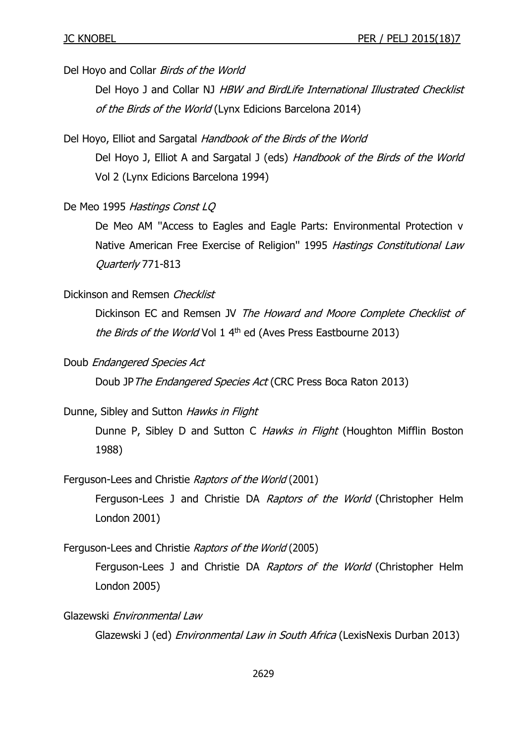Del Hoyo and Collar *Birds of the World*

Del Hoyo J and Collar NJ *HBW and BirdLife International Illustrated Checklist of the Birds of the World* (Lynx Edicions Barcelona 2014)

Del Hoyo, Elliot and Sargatal *Handbook of the Birds of the World*

Del Hoyo J, Elliot A and Sargatal J (eds) *Handbook of the Birds of the World* Vol 2 (Lynx Edicions Barcelona 1994)

De Meo 1995 *Hastings Const LQ*

De Meo AM "Access to Eagles and Eagle Parts: Environmental Protection v Native American Free Exercise of Religion" 1995 *Hastings Constitutional Law Quarterly* 771-813

Dickinson and Remsen *Checklist*

Dickinson EC and Remsen JV *The Howard and Moore Complete Checklist of the Birds of the World* Vol 1 4th ed (Aves Press Eastbourne 2013)

Doub *Endangered Species Act*

Doub JP *The Endangered Species Act* (CRC Press Boca Raton 2013)

Dunne, Sibley and Sutton *Hawks in Flight*

Dunne P, Sibley D and Sutton C *Hawks in Flight* (Houghton Mifflin Boston 1988)

Ferguson-Lees and Christie *Raptors of the World* (2001)

Ferguson-Lees J and Christie DA *Raptors of the World* (Christopher Helm London 2001)

Ferguson-Lees and Christie *Raptors of the World* (2005)

Ferguson-Lees J and Christie DA *Raptors of the World* (Christopher Helm London 2005)

Glazewski *Environmental Law*

Glazewski J (ed) *Environmental Law in South Africa* (LexisNexis Durban 2013)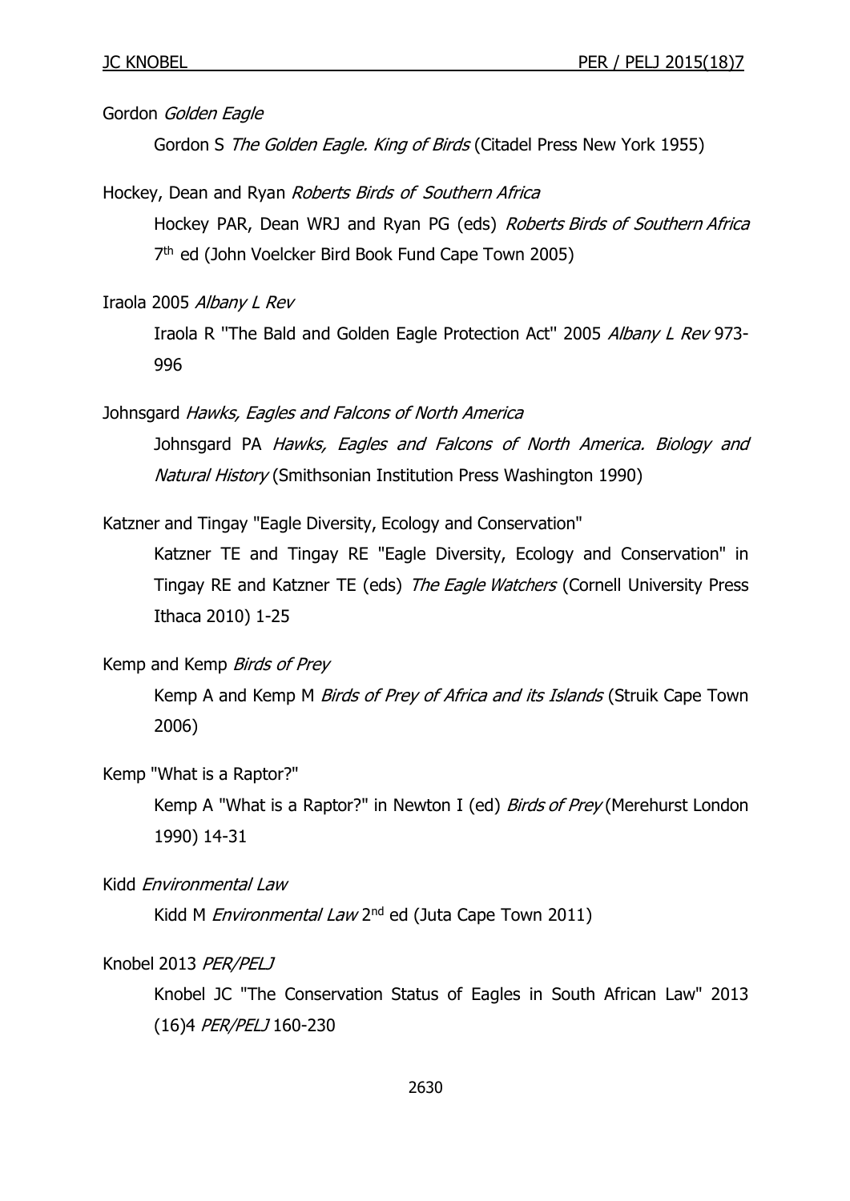Gordon *Golden Eagle*

Gordon S *The Golden Eagle. King of Birds* (Citadel Press New York 1955)

Hockey, Dean and Ryan *Roberts Birds of Southern Africa*

Hockey PAR, Dean WRJ and Ryan PG (eds) *Roberts Birds of Southern Africa* 7th ed (John Voelcker Bird Book Fund Cape Town 2005)

Iraola 2005 *Albany L Rev*

Iraola R "The Bald and Golden Eagle Protection Act" 2005 *Albany L Rev* 973-996

Johnsgard *Hawks, Eagles and Falcons of North America*

Johnsgard PA *Hawks, Eagles and Falcons of North America. Biology and Natural History* (Smithsonian Institution Press Washington 1990)

Katzner and Tingay "Eagle Diversity, Ecology and Conservation"

Katzner TE and Tingay RE "Eagle Diversity, Ecology and Conservation" in Tingay RE and Katzner TE (eds) *The Eagle Watchers* (Cornell University Press Ithaca 2010) 1-25

Kemp and Kemp *Birds of Prey*

Kemp A and Kemp M *Birds of Prey of Africa and its Islands* (Struik Cape Town 2006)

Kemp "What is a Raptor?"

Kemp A "What is a Raptor?" in Newton I (ed) *Birds of Prey* (Merehurst London 1990) 14-31

Kidd *Environmental Law*

Kidd M *Environmental Law* 2nd ed (Juta Cape Town 2011)

Knobel 2013 *PER/PELJ*

Knobel JC "The Conservation Status of Eagles in South African Law" 2013 (16)4 *PER/PELJ* 160-230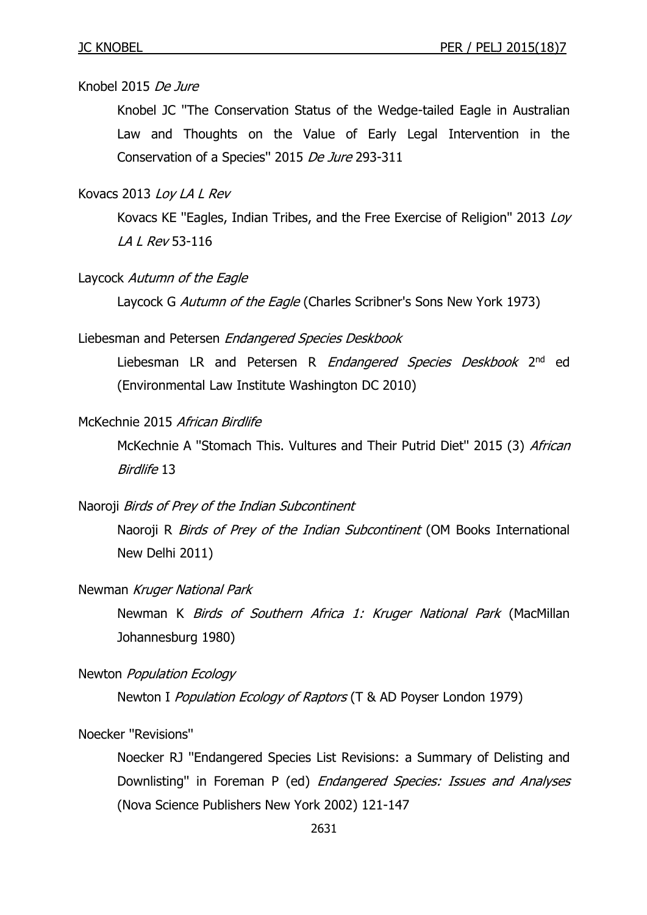Knobel 2015 *De Jure*

Knobel JC "The Conservation Status of the Wedge-tailed Eagle in Australian Law and Thoughts on the Value of Early Legal Intervention in the Conservation of a Species" 2015 *De Jure* 293-311

Kovacs 2013 *Loy LA L Rev*

Kovacs KE "Eagles, Indian Tribes, and the Free Exercise of Religion" 2013 *Loy LA L Rev* 53-116

Laycock *Autumn of the Eagle*

Laycock G *Autumn of the Eagle* (Charles Scribner's Sons New York 1973)

Liebesman and Petersen *Endangered Species Deskbook*

Liebesman LR and Petersen R *Endangered Species Deskbook* 2nd ed (Environmental Law Institute Washington DC 2010)

McKechnie 2015 *African Birdlife*

McKechnie A "Stomach This. Vultures and Their Putrid Diet" 2015 (3) *African Birdlife* 13

Naoroji *Birds of Prey of the Indian Subcontinent*

Naoroji R *Birds of Prey of the Indian Subcontinent* (OM Books International New Delhi 2011)

Newman *Kruger National Park*

Newman K *Birds of Southern Africa 1: Kruger National Park* (MacMillan Johannesburg 1980)

Newton *Population Ecology*

Newton I *Population Ecology of Raptors* (T & AD Poyser London 1979)

Noecker "Revisions"

Noecker RJ "Endangered Species List Revisions: a Summary of Delisting and Downlisting" in Foreman P (ed) *Endangered Species: Issues and Analyses* (Nova Science Publishers New York 2002) 121-147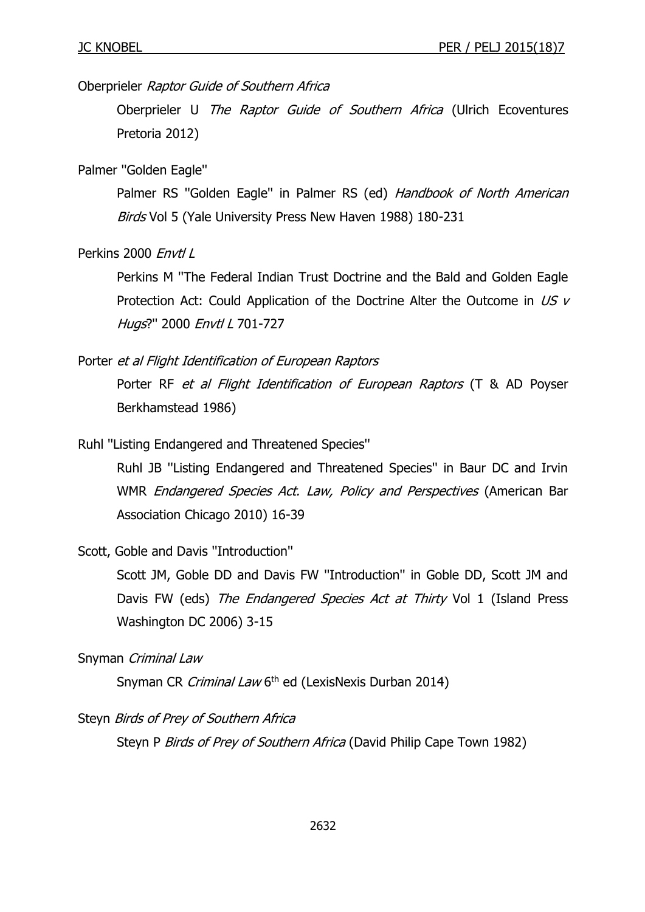Oberprieler *Raptor Guide of Southern Africa*

> Oberprieler U *The Raptor Guide of Southern Africa* (Ulrich Ecoventures Pretoria 2012)

Palmer "Golden Eagle"

> Palmer RS "Golden Eagle" in Palmer RS (ed) *Handbook of North American Birds* Vol 5 (Yale University Press New Haven 1988) 180-231

Perkins 2000 *Envtl L*

> Perkins M "The Federal Indian Trust Doctrine and the Bald and Golden Eagle Protection Act: Could Application of the Doctrine Alter the Outcome in *US v Hugs*?" 2000 *Envtl L* 701-727

Porter *et al Flight Identification of European Raptors*

> Porter RF *et al Flight Identification of European Raptors* (T & AD Poyser Berkhamstead 1986)

Ruhl "Listing Endangered and Threatened Species"

> Ruhl JB "Listing Endangered and Threatened Species" in Baur DC and Irvin WMR *Endangered Species Act. Law, Policy and Perspectives* (American Bar Association Chicago 2010) 16-39

Scott, Goble and Davis "Introduction"

> Scott JM, Goble DD and Davis FW "Introduction" in Goble DD, Scott JM and Davis FW (eds) *The Endangered Species Act at Thirty* Vol 1 (Island Press Washington DC 2006) 3-15

Snyman *Criminal Law*

> Snyman CR *Criminal Law* 6th ed (LexisNexis Durban 2014)

Steyn *Birds of Prey of Southern Africa*

> Steyn P *Birds of Prey of Southern Africa* (David Philip Cape Town 1982)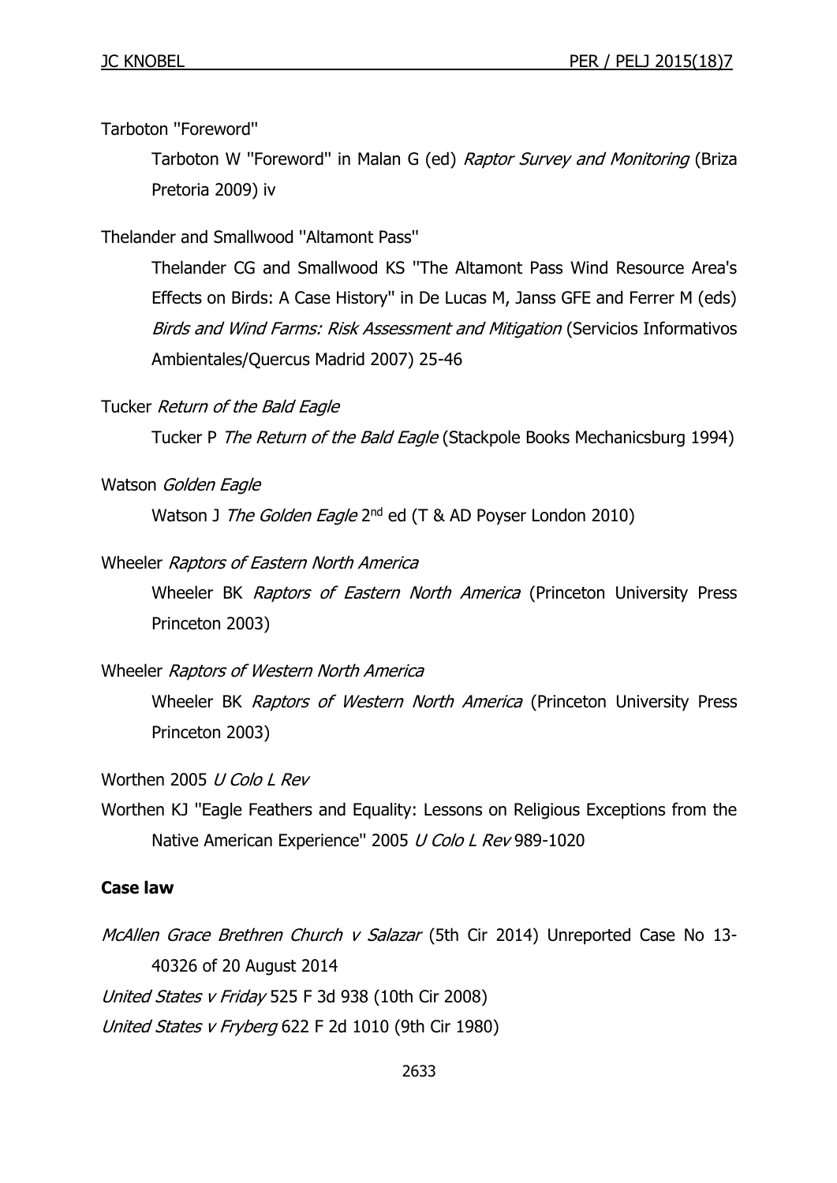Tarboton "Foreword"

Tarboton W "Foreword" in Malan G (ed) *Raptor Survey and Monitoring* (Briza Pretoria 2009) iv

Thelander and Smallwood "Altamont Pass"

Thelander CG and Smallwood KS "The Altamont Pass Wind Resource Area's Effects on Birds: A Case History" in De Lucas M, Janss GFE and Ferrer M (eds) *Birds and Wind Farms: Risk Assessment and Mitigation* (Servicios Informativos Ambientales/Quercus Madrid 2007) 25-46

Tucker *Return of the Bald Eagle*

Tucker P *The Return of the Bald Eagle* (Stackpole Books Mechanicsburg 1994)

Watson *Golden Eagle*

Watson J *The Golden Eagle* 2nd ed (T & AD Poyser London 2010)

Wheeler *Raptors of Eastern North America*

Wheeler BK *Raptors of Eastern North America* (Princeton University Press Princeton 2003)

Wheeler *Raptors of Western North America*

Wheeler BK *Raptors of Western North America* (Princeton University Press Princeton 2003)

Worthen 2005 *U Colo L Rev*

Worthen KJ "Eagle Feathers and Equality: Lessons on Religious Exceptions from the Native American Experience" 2005 *U Colo L Rev* 989-1020

**Case law**

*McAllen Grace Brethren Church v Salazar* (5th Cir 2014) Unreported Case No 13-40326 of 20 August 2014

*United States v Friday* 525 F 3d 938 (10th Cir 2008)

*United States v Fryberg* 622 F 2d 1010 (9th Cir 1980)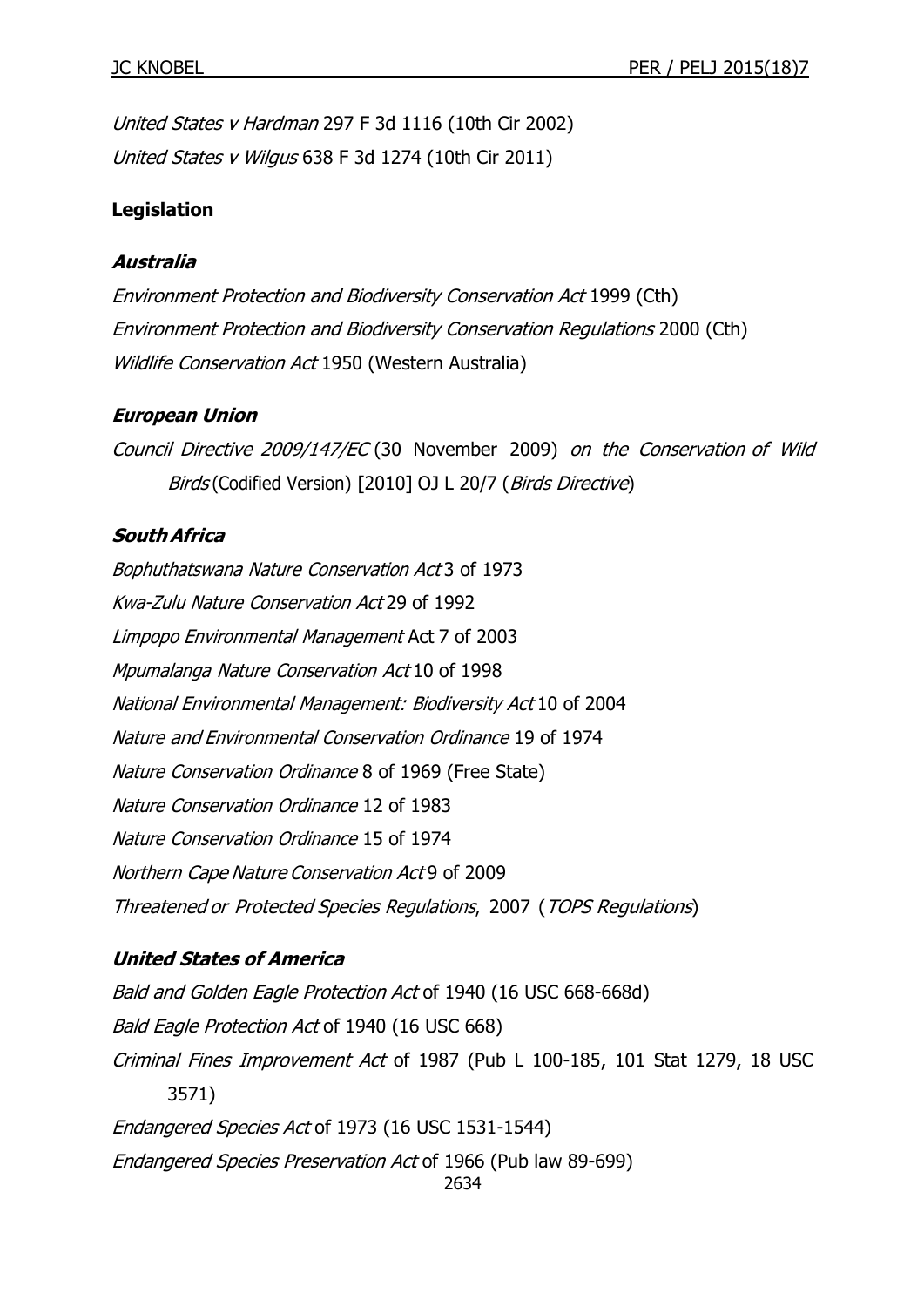*United States v Hardman* 297 F 3d 1116 (10th Cir 2002)

*United States v Wilgus* 638 F 3d 1274 (10th Cir 2011)

**Legislation**

***Australia***

*Environment Protection and Biodiversity Conservation Act* 1999 (Cth)

*Environment Protection and Biodiversity Conservation Regulations* 2000 (Cth)

*Wildlife Conservation Act* 1950 (Western Australia)

***European Union***

*Council Directive 2009/147/EC* (30 November 2009) *on the Conservation of Wild Birds* (Codified Version) [2010] OJ L 20/7 (*Birds Directive*)

***South Africa***

*Bophuthatswana Nature Conservation Act* 3 of 1973

*Kwa-Zulu Nature Conservation Act* 29 of 1992

*Limpopo Environmental Management* Act 7 of 2003

*Mpumalanga Nature Conservation Act* 10 of 1998

*National Environmental Management: Biodiversity Act* 10 of 2004

*Nature and Environmental Conservation Ordinance* 19 of 1974

*Nature Conservation Ordinance* 8 of 1969 (Free State)

*Nature Conservation Ordinance* 12 of 1983

*Nature Conservation Ordinance* 15 of 1974

*Northern Cape Nature Conservation Act* 9 of 2009

*Threatened or Protected Species Regulations*, 2007 (*TOPS Regulations*)

***United States of America***

*Bald and Golden Eagle Protection Act* of 1940 (16 USC 668-668d)

*Bald Eagle Protection Act* of 1940 (16 USC 668)

*Criminal Fines Improvement Act* of 1987 (Pub L 100-185, 101 Stat 1279, 18 USC 3571)

*Endangered Species Act* of 1973 (16 USC 1531-1544)

*Endangered Species Preservation Act* of 1966 (Pub law 89-699)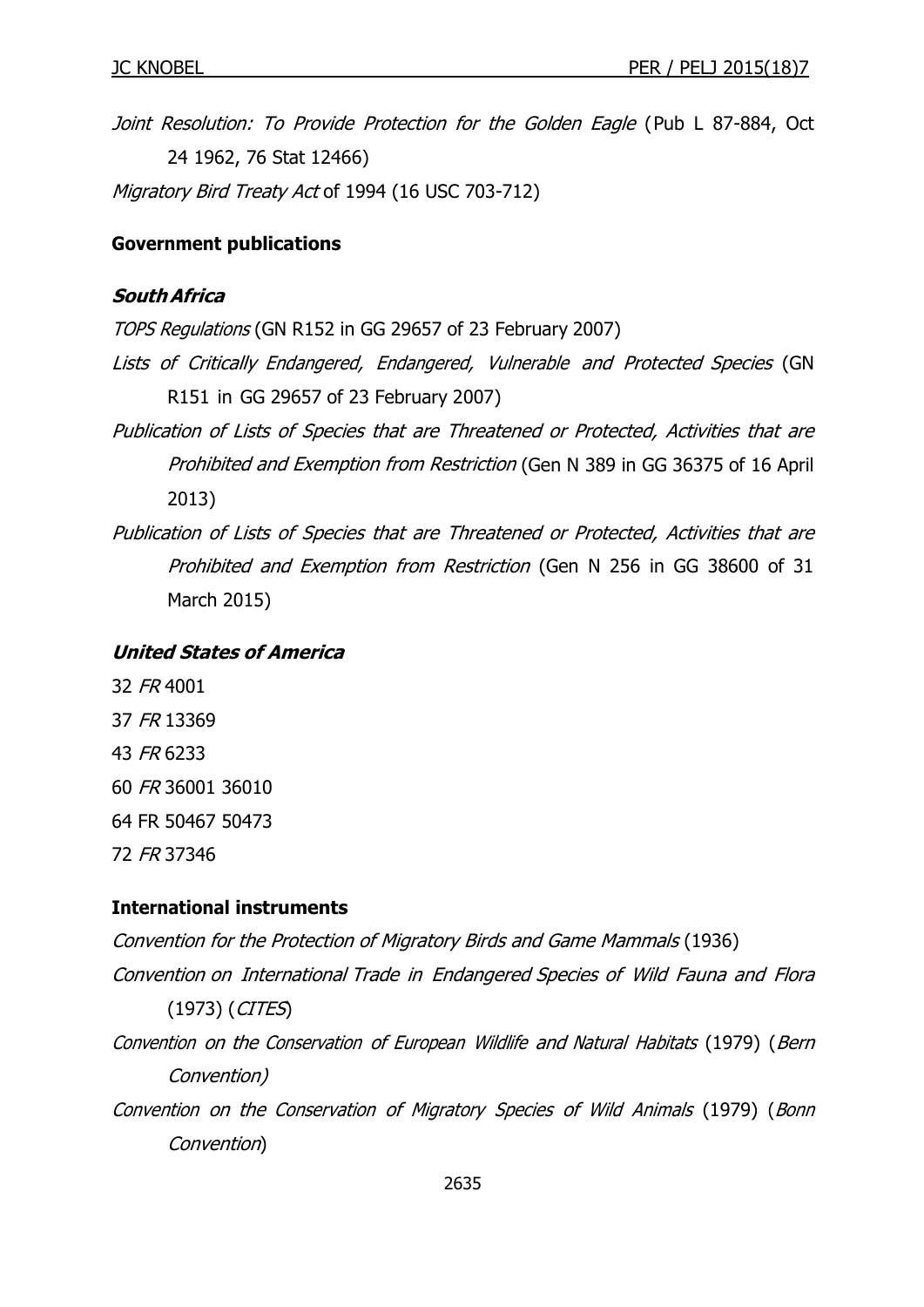*Joint Resolution: To Provide Protection for the Golden Eagle* (Pub L 87-884, Oct 24 1962, 76 Stat 12466)

*Migratory Bird Treaty Act* of 1994 (16 USC 703-712)

## Government publications

### *South Africa*

*TOPS Regulations* (GN R152 in GG 29657 of 23 February 2007)

*Lists of Critically Endangered, Endangered, Vulnerable and Protected Species* (GN R151 in GG 29657 of 23 February 2007)

*Publication of Lists of Species that are Threatened or Protected, Activities that are Prohibited and Exemption from Restriction* (Gen N 389 in GG 36375 of 16 April 2013)

*Publication of Lists of Species that are Threatened or Protected, Activities that are Prohibited and Exemption from Restriction* (Gen N 256 in GG 38600 of 31 March 2015)

### *United States of America*

32 *FR* 4001

37 *FR* 13369

43 *FR* 6233

60 *FR* 36001 36010

64 FR 50467 50473

72 *FR* 37346

## International instruments

*Convention for the Protection of Migratory Birds and Game Mammals* (1936)

*Convention on International Trade in Endangered Species of Wild Fauna and Flora* (1973) (*CITES*)

*Convention on the Conservation of European Wildlife and Natural Habitats* (1979) (*Bern Convention)*

*Convention on the Conservation of Migratory Species of Wild Animals* (1979) (*Bonn Convention*)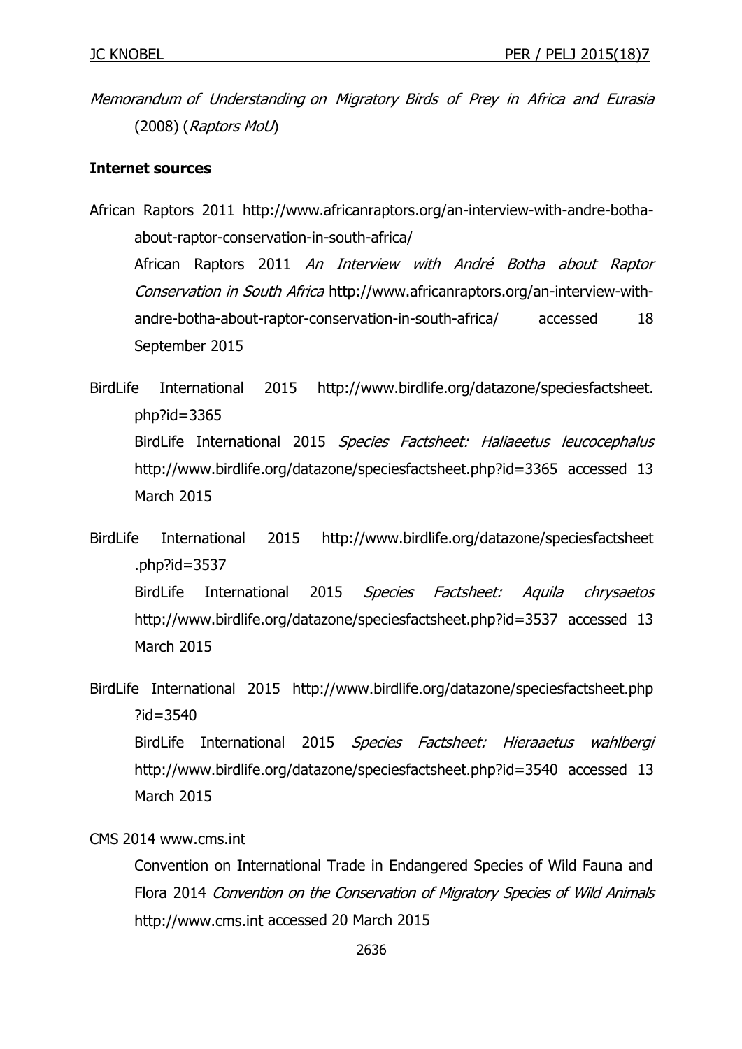*Memorandum of Understanding on Migratory Birds of Prey in Africa and Eurasia* (2008) (*Raptors MoU*)

**Internet sources**

African Raptors 2011 http://www.africanraptors.org/an-interview-with-andre-botha-about-raptor-conservation-in-south-africa/

African Raptors 2011 *An Interview with André Botha about Raptor Conservation in South Africa* http://www.africanraptors.org/an-interview-with-andre-botha-about-raptor-conservation-in-south-africa/ accessed 18 September 2015

BirdLife International 2015 http://www.birdlife.org/datazone/speciesfactsheet.php?id=3365

BirdLife International 2015 *Species Factsheet: Haliaeetus leucocephalus* http://www.birdlife.org/datazone/speciesfactsheet.php?id=3365 accessed 13 March 2015

BirdLife International 2015 http://www.birdlife.org/datazone/speciesfactsheet.php?id=3537

BirdLife International 2015 *Species Factsheet: Aquila chrysaetos* http://www.birdlife.org/datazone/speciesfactsheet.php?id=3537 accessed 13 March 2015

BirdLife International 2015 http://www.birdlife.org/datazone/speciesfactsheet.php?id=3540

BirdLife International 2015 *Species Factsheet: Hieraaetus wahlbergi* http://www.birdlife.org/datazone/speciesfactsheet.php?id=3540 accessed 13 March 2015

CMS 2014 www.cms.int

Convention on International Trade in Endangered Species of Wild Fauna and Flora 2014 *Convention on the Conservation of Migratory Species of Wild Animals* http://www.cms.int accessed 20 March 2015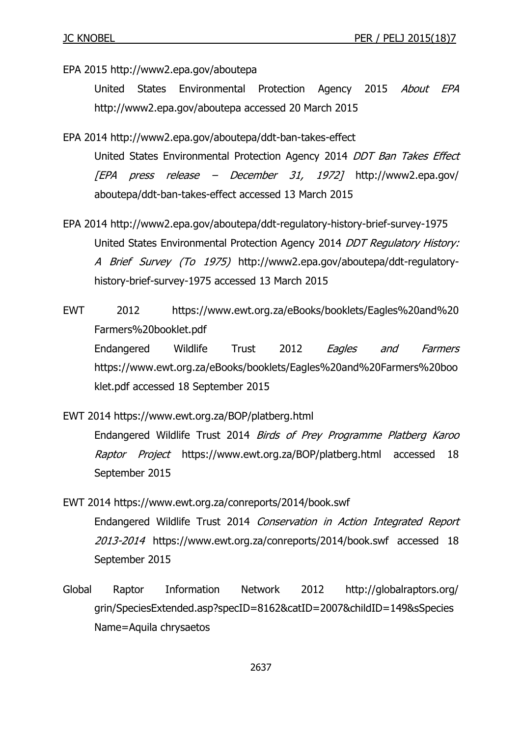EPA 2015 http://www2.epa.gov/aboutepa

United States Environmental Protection Agency 2015 *About EPA* http://www2.epa.gov/aboutepa accessed 20 March 2015

EPA 2014 http://www2.epa.gov/aboutepa/ddt-ban-takes-effect

United States Environmental Protection Agency 2014 *DDT Ban Takes Effect [EPA press release – December 31, 1972]* http://www2.epa.gov/aboutepa/ddt-ban-takes-effect accessed 13 March 2015

EPA 2014 http://www2.epa.gov/aboutepa/ddt-regulatory-history-brief-survey-1975

United States Environmental Protection Agency 2014 *DDT Regulatory History: A Brief Survey (To 1975)* http://www2.epa.gov/aboutepa/ddt-regulatory-history-brief-survey-1975 accessed 13 March 2015

EWT 2012 https://www.ewt.org.za/eBooks/booklets/Eagles%20and%20Farmers%20booklet.pdf

Endangered Wildlife Trust 2012 *Eagles and Farmers* https://www.ewt.org.za/eBooks/booklets/Eagles%20and%20Farmers%20booklet.pdf accessed 18 September 2015

EWT 2014 https://www.ewt.org.za/BOP/platberg.html

Endangered Wildlife Trust 2014 *Birds of Prey Programme Platberg Karoo Raptor Project* https://www.ewt.org.za/BOP/platberg.html accessed 18 September 2015

EWT 2014 https://www.ewt.org.za/conreports/2014/book.swf

Endangered Wildlife Trust 2014 *Conservation in Action Integrated Report 2013-2014* https://www.ewt.org.za/conreports/2014/book.swf accessed 18 September 2015

Global Raptor Information Network 2012 http://globalraptors.org/grin/SpeciesExtended.asp?specID=8162&catID=2007&childID=149&sSpeciesName=Aquila chrysaetos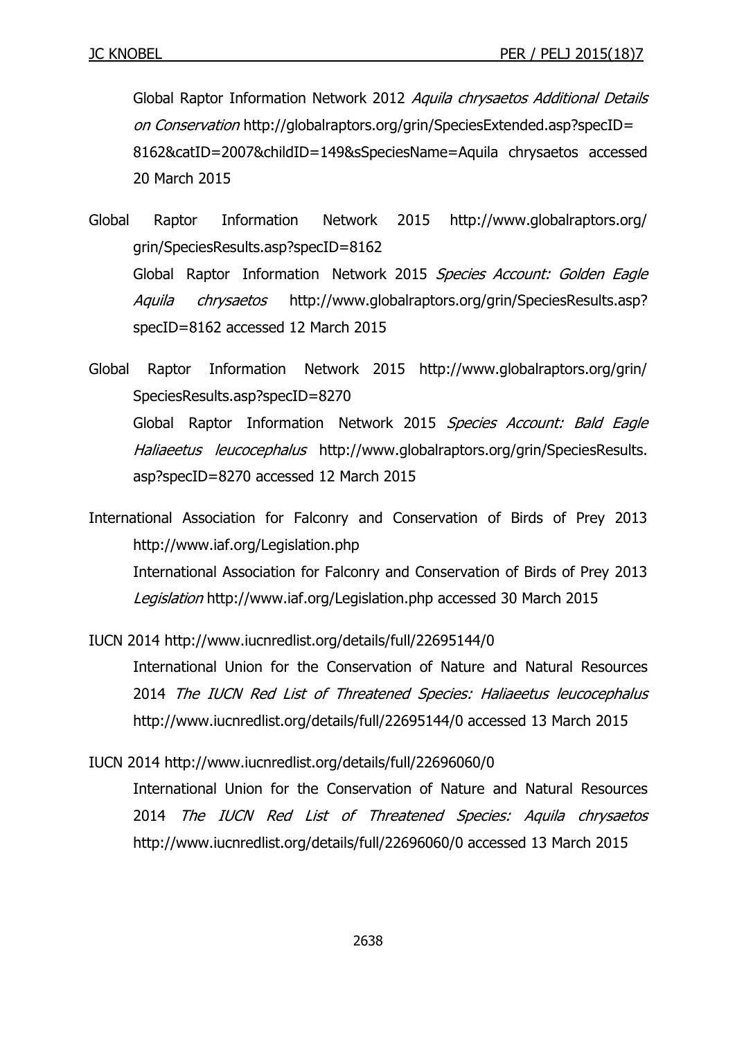Global Raptor Information Network 2012 *Aquila chrysaetos Additional Details on Conservation* http://globalraptors.org/grin/SpeciesExtended.asp?specID=8162&catID=2007&childID=149&sSpeciesName=Aquila chrysaetos accessed 20 March 2015

Global Raptor Information Network 2015 http://www.globalraptors.org/grin/SpeciesResults.asp?specID=8162

Global Raptor Information Network 2015 *Species Account: Golden Eagle Aquila chrysaetos* http://www.globalraptors.org/grin/SpeciesResults.asp?specID=8162 accessed 12 March 2015

Global Raptor Information Network 2015 http://www.globalraptors.org/grin/SpeciesResults.asp?specID=8270

Global Raptor Information Network 2015 *Species Account: Bald Eagle Haliaeetus leucocephalus* http://www.globalraptors.org/grin/SpeciesResults.asp?specID=8270 accessed 12 March 2015

International Association for Falconry and Conservation of Birds of Prey 2013 http://www.iaf.org/Legislation.php

International Association for Falconry and Conservation of Birds of Prey 2013 *Legislation* http://www.iaf.org/Legislation.php accessed 30 March 2015

IUCN 2014 http://www.iucnredlist.org/details/full/22695144/0

International Union for the Conservation of Nature and Natural Resources 2014 *The IUCN Red List of Threatened Species: Haliaeetus leucocephalus* http://www.iucnredlist.org/details/full/22695144/0 accessed 13 March 2015

IUCN 2014 http://www.iucnredlist.org/details/full/22696060/0

International Union for the Conservation of Nature and Natural Resources 2014 *The IUCN Red List of Threatened Species: Aquila chrysaetos* http://www.iucnredlist.org/details/full/22696060/0 accessed 13 March 2015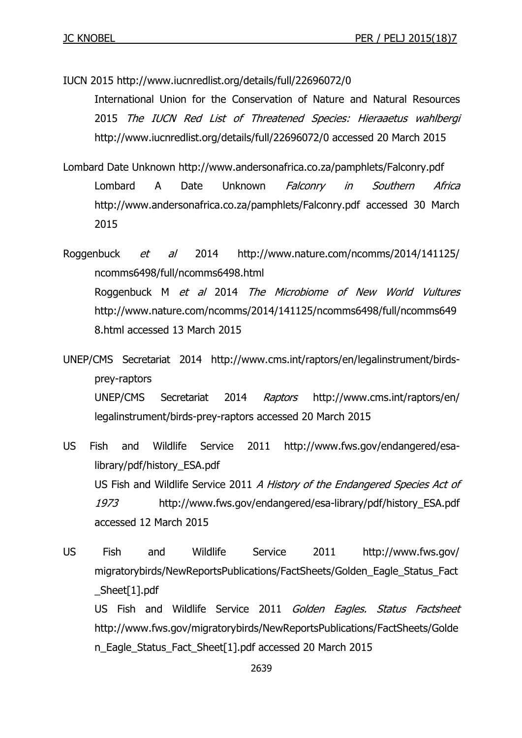IUCN 2015 http://www.iucnredlist.org/details/full/22696072/0

International Union for the Conservation of Nature and Natural Resources 2015 *The IUCN Red List of Threatened Species: Hieraaetus wahlbergi* http://www.iucnredlist.org/details/full/22696072/0 accessed 20 March 2015

Lombard Date Unknown http://www.andersonafrica.co.za/pamphlets/Falconry.pdf

Lombard A Date Unknown *Falconry in Southern Africa* http://www.andersonafrica.co.za/pamphlets/Falconry.pdf accessed 30 March 2015

Roggenbuck *et al* 2014 http://www.nature.com/ncomms/2014/141125/ncomms6498/full/ncomms6498.html

Roggenbuck M *et al* 2014 *The Microbiome of New World Vultures* http://www.nature.com/ncomms/2014/141125/ncomms6498/full/ncomms6498.html accessed 13 March 2015

UNEP/CMS Secretariat 2014 http://www.cms.int/raptors/en/legalinstrument/birds-prey-raptors

UNEP/CMS Secretariat 2014 *Raptors* http://www.cms.int/raptors/en/legalinstrument/birds-prey-raptors accessed 20 March 2015

US Fish and Wildlife Service 2011 http://www.fws.gov/endangered/esa-library/pdf/history_ESA.pdf

US Fish and Wildlife Service 2011 *A History of the Endangered Species Act of 1973* http://www.fws.gov/endangered/esa-library/pdf/history_ESA.pdf accessed 12 March 2015

US Fish and Wildlife Service 2011 http://www.fws.gov/migratorybirds/NewReportsPublications/FactSheets/Golden_Eagle_Status_Fact_Sheet[1].pdf

US Fish and Wildlife Service 2011 *Golden Eagles. Status Factsheet* http://www.fws.gov/migratorybirds/NewReportsPublications/FactSheets/Golden_Eagle_Status_Fact_Sheet[1].pdf accessed 20 March 2015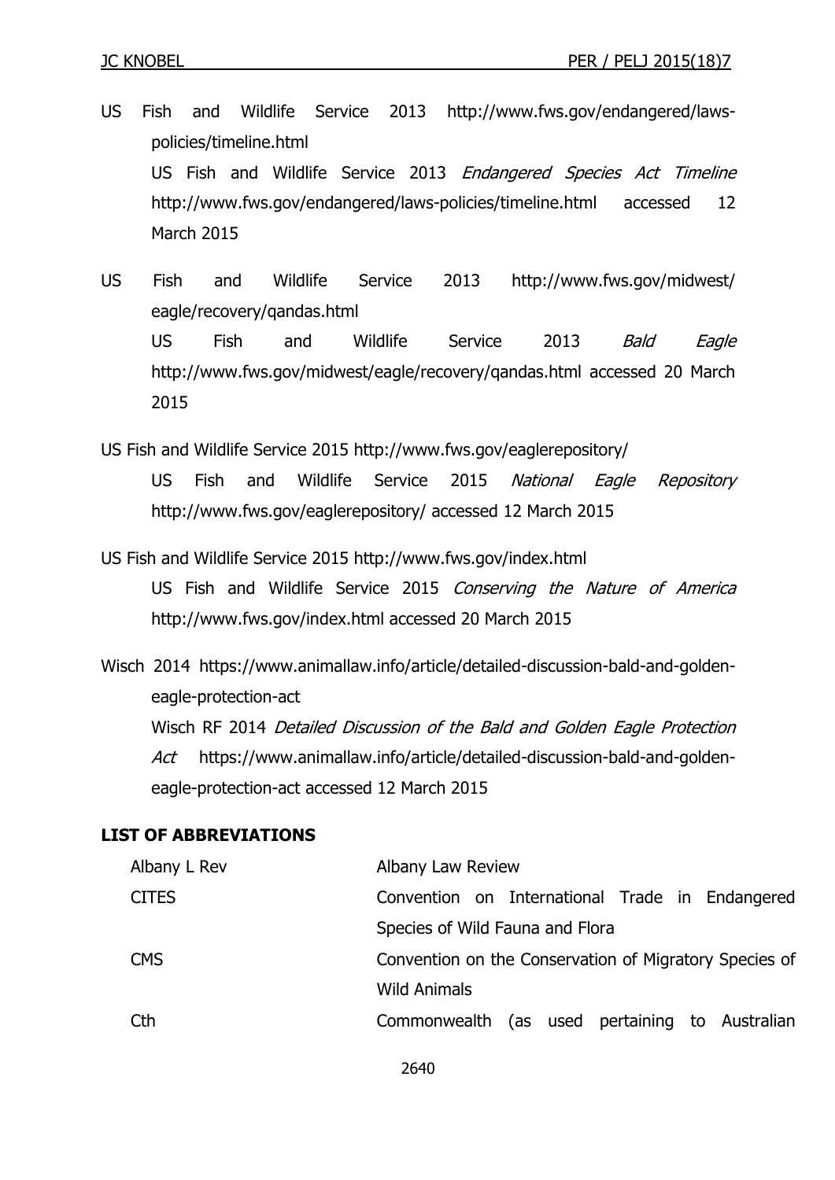US Fish and Wildlife Service 2013 http://www.fws.gov/endangered/laws-policies/timeline.html

US Fish and Wildlife Service 2013 *Endangered Species Act Timeline* http://www.fws.gov/endangered/laws-policies/timeline.html accessed 12 March 2015

US Fish and Wildlife Service 2013 http://www.fws.gov/midwest/eagle/recovery/qandas.html

US Fish and Wildlife Service 2013 *Bald Eagle* http://www.fws.gov/midwest/eagle/recovery/qandas.html accessed 20 March 2015

US Fish and Wildlife Service 2015 http://www.fws.gov/eaglerepository/

US Fish and Wildlife Service 2015 *National Eagle Repository* http://www.fws.gov/eaglerepository/ accessed 12 March 2015

US Fish and Wildlife Service 2015 http://www.fws.gov/index.html

US Fish and Wildlife Service 2015 *Conserving the Nature of America* http://www.fws.gov/index.html accessed 20 March 2015

Wisch 2014 https://www.animallaw.info/article/detailed-discussion-bald-and-golden-eagle-protection-act

Wisch RF 2014 *Detailed Discussion of the Bald and Golden Eagle Protection Act* https://www.animallaw.info/article/detailed-discussion-bald-and-golden-eagle-protection-act accessed 12 March 2015

**LIST OF ABBREVIATIONS**

| | |
|---|---|
| Albany L Rev | Albany Law Review |
| CITES | Convention on International Trade in Endangered Species of Wild Fauna and Flora |
| CMS | Convention on the Conservation of Migratory Species of Wild Animals |
| Cth | Commonwealth (as used pertaining to Australian |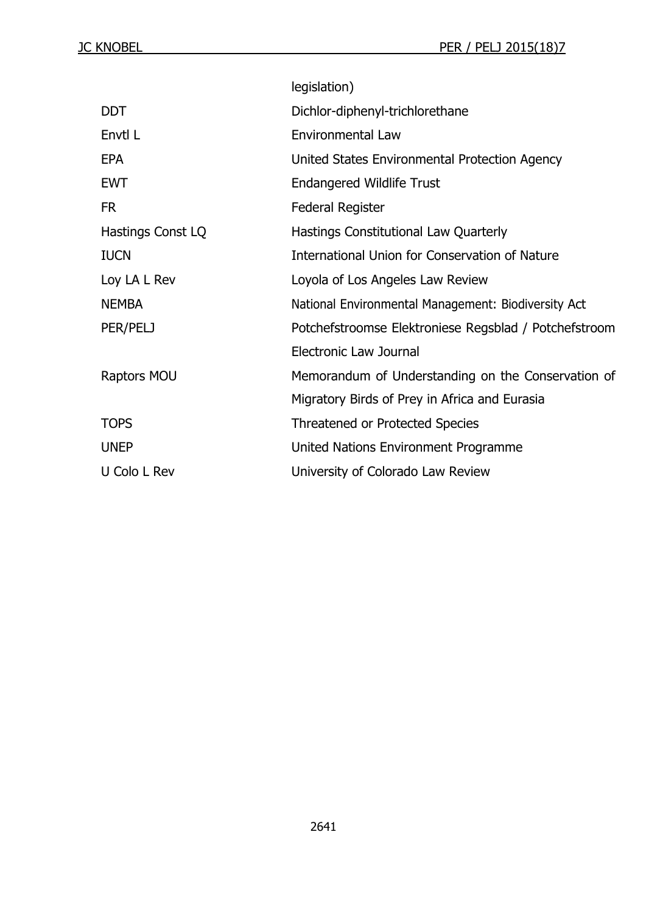| | |
|---|---|
| | legislation) |
| DDT | Dichlor-diphenyl-trichlorethane |
| Envtl L | Environmental Law |
| EPA | United States Environmental Protection Agency |
| EWT | Endangered Wildlife Trust |
| FR | Federal Register |
| Hastings Const LQ | Hastings Constitutional Law Quarterly |
| IUCN | International Union for Conservation of Nature |
| Loy LA L Rev | Loyola of Los Angeles Law Review |
| NEMBA | National Environmental Management: Biodiversity Act |
| PER/PELJ | Potchefstroomse Elektroniese Regsblad / Potchefstroom Electronic Law Journal |
| Raptors MOU | Memorandum of Understanding on the Conservation of Migratory Birds of Prey in Africa and Eurasia |
| TOPS | Threatened or Protected Species |
| UNEP | United Nations Environment Programme |
| U Colo L Rev | University of Colorado Law Review |